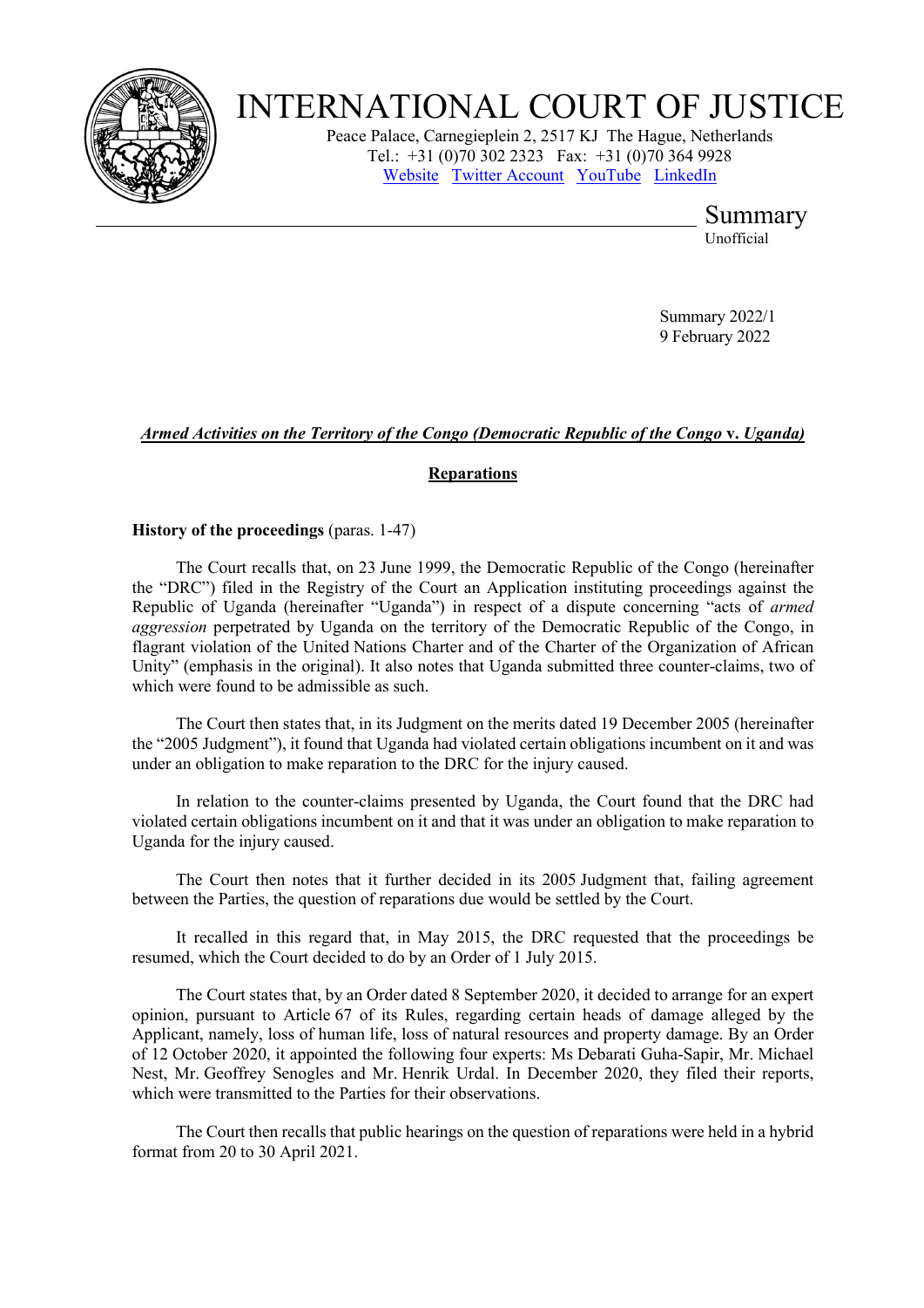# INTERNATIONAL COURT OF JUSTICE

Peace Palace, Carnegieplein 2, 2517 KJ The Hague, Netherlands
Tel.: +31 (0)70 302 2323 Fax: +31 (0)70 364 9928
Website Twitter Account YouTube LinkedIn

Summary
Unofficial

Summary 2022/1
9 February 2022

## *Armed Activities on the Territory of the Congo (Democratic Republic of the Congo* v. *Uganda)*

### Reparations

**History of the proceedings** (paras. 1-47)

The Court recalls that, on 23 June 1999, the Democratic Republic of the Congo (hereinafter the "DRC") filed in the Registry of the Court an Application instituting proceedings against the Republic of Uganda (hereinafter "Uganda") in respect of a dispute concerning "acts of *armed aggression* perpetrated by Uganda on the territory of the Democratic Republic of the Congo, in flagrant violation of the United Nations Charter and of the Charter of the Organization of African Unity" (emphasis in the original). It also notes that Uganda submitted three counter-claims, two of which were found to be admissible as such.

The Court then states that, in its Judgment on the merits dated 19 December 2005 (hereinafter the "2005 Judgment"), it found that Uganda had violated certain obligations incumbent on it and was under an obligation to make reparation to the DRC for the injury caused.

In relation to the counter-claims presented by Uganda, the Court found that the DRC had violated certain obligations incumbent on it and that it was under an obligation to make reparation to Uganda for the injury caused.

The Court then notes that it further decided in its 2005 Judgment that, failing agreement between the Parties, the question of reparations due would be settled by the Court.

It recalled in this regard that, in May 2015, the DRC requested that the proceedings be resumed, which the Court decided to do by an Order of 1 July 2015.

The Court states that, by an Order dated 8 September 2020, it decided to arrange for an expert opinion, pursuant to Article 67 of its Rules, regarding certain heads of damage alleged by the Applicant, namely, loss of human life, loss of natural resources and property damage. By an Order of 12 October 2020, it appointed the following four experts: Ms Debarati Guha-Sapir, Mr. Michael Nest, Mr. Geoffrey Senogles and Mr. Henrik Urdal. In December 2020, they filed their reports, which were transmitted to the Parties for their observations.

The Court then recalls that public hearings on the question of reparations were held in a hybrid format from 20 to 30 April 2021.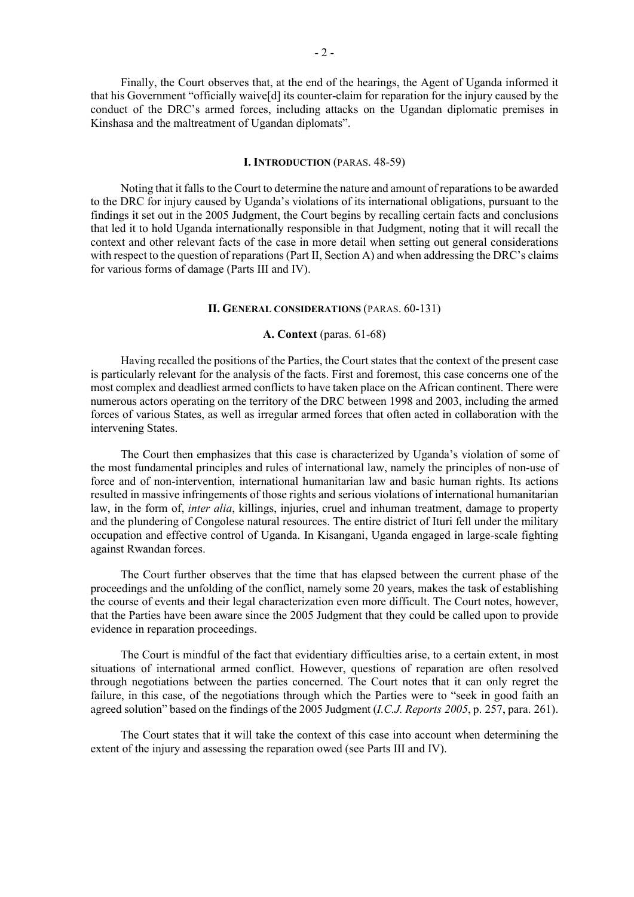Finally, the Court observes that, at the end of the hearings, the Agent of Uganda informed it that his Government "officially waive[d] its counter-claim for reparation for the injury caused by the conduct of the DRC's armed forces, including attacks on the Ugandan diplomatic premises in Kinshasa and the maltreatment of Ugandan diplomats".

## I. INTRODUCTION (PARAS. 48-59)

Noting that it falls to the Court to determine the nature and amount of reparations to be awarded to the DRC for injury caused by Uganda's violations of its international obligations, pursuant to the findings it set out in the 2005 Judgment, the Court begins by recalling certain facts and conclusions that led it to hold Uganda internationally responsible in that Judgment, noting that it will recall the context and other relevant facts of the case in more detail when setting out general considerations with respect to the question of reparations (Part II, Section A) and when addressing the DRC's claims for various forms of damage (Parts III and IV).

## II. GENERAL CONSIDERATIONS (PARAS. 60-131)

### A. Context (paras. 61-68)

Having recalled the positions of the Parties, the Court states that the context of the present case is particularly relevant for the analysis of the facts. First and foremost, this case concerns one of the most complex and deadliest armed conflicts to have taken place on the African continent. There were numerous actors operating on the territory of the DRC between 1998 and 2003, including the armed forces of various States, as well as irregular armed forces that often acted in collaboration with the intervening States.

The Court then emphasizes that this case is characterized by Uganda's violation of some of the most fundamental principles and rules of international law, namely the principles of non-use of force and of non-intervention, international humanitarian law and basic human rights. Its actions resulted in massive infringements of those rights and serious violations of international humanitarian law, in the form of, *inter alia*, killings, injuries, cruel and inhuman treatment, damage to property and the plundering of Congolese natural resources. The entire district of Ituri fell under the military occupation and effective control of Uganda. In Kisangani, Uganda engaged in large-scale fighting against Rwandan forces.

The Court further observes that the time that has elapsed between the current phase of the proceedings and the unfolding of the conflict, namely some 20 years, makes the task of establishing the course of events and their legal characterization even more difficult. The Court notes, however, that the Parties have been aware since the 2005 Judgment that they could be called upon to provide evidence in reparation proceedings.

The Court is mindful of the fact that evidentiary difficulties arise, to a certain extent, in most situations of international armed conflict. However, questions of reparation are often resolved through negotiations between the parties concerned. The Court notes that it can only regret the failure, in this case, of the negotiations through which the Parties were to "seek in good faith an agreed solution" based on the findings of the 2005 Judgment (*I.C.J. Reports 2005*, p. 257, para. 261).

The Court states that it will take the context of this case into account when determining the extent of the injury and assessing the reparation owed (see Parts III and IV).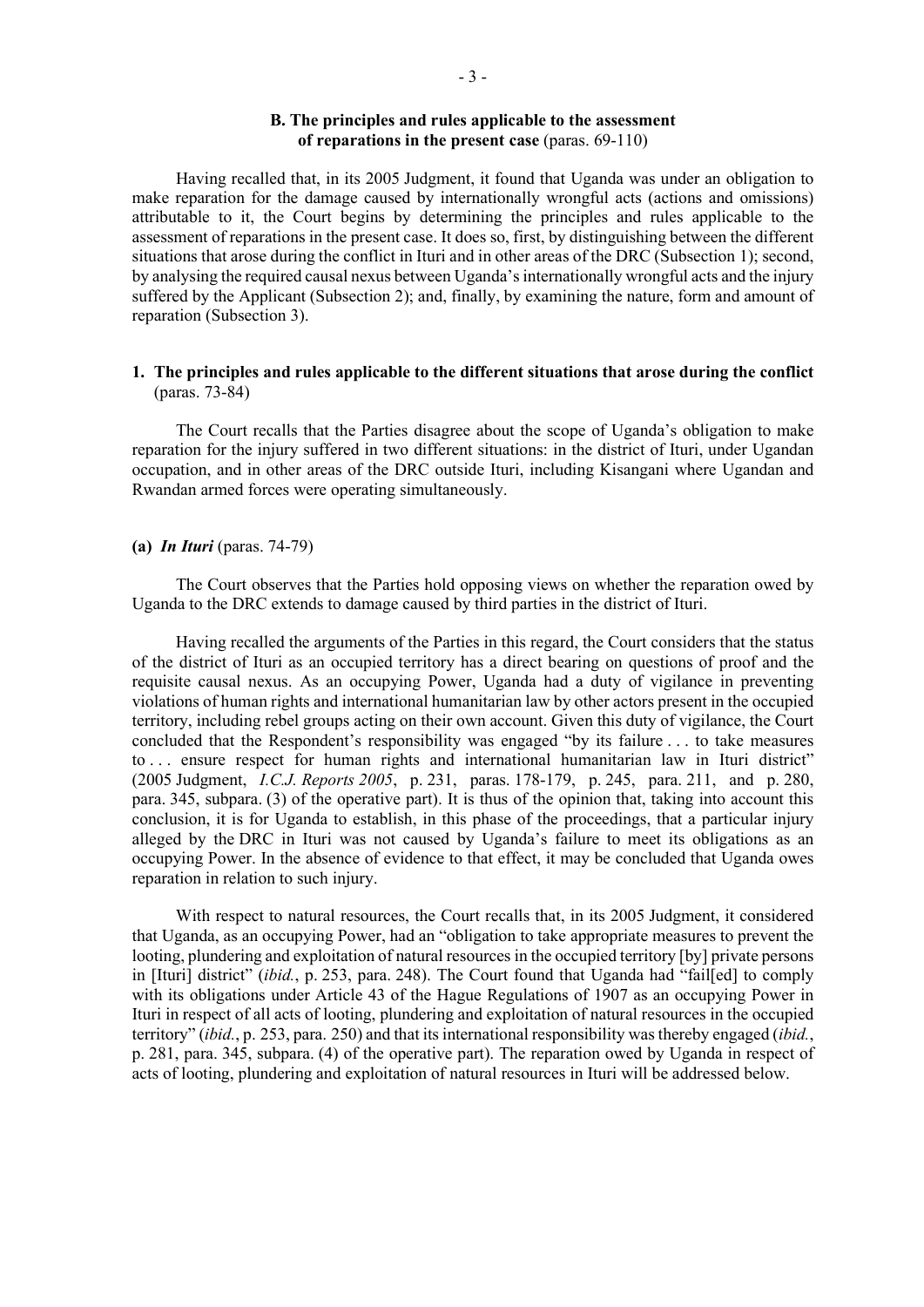### B. The principles and rules applicable to the assessment of reparations in the present case (paras. 69-110)

Having recalled that, in its 2005 Judgment, it found that Uganda was under an obligation to make reparation for the damage caused by internationally wrongful acts (actions and omissions) attributable to it, the Court begins by determining the principles and rules applicable to the assessment of reparations in the present case. It does so, first, by distinguishing between the different situations that arose during the conflict in Ituri and in other areas of the DRC (Subsection 1); second, by analysing the required causal nexus between Uganda's internationally wrongful acts and the injury suffered by the Applicant (Subsection 2); and, finally, by examining the nature, form and amount of reparation (Subsection 3).

#### 1. The principles and rules applicable to the different situations that arose during the conflict (paras. 73-84)

The Court recalls that the Parties disagree about the scope of Uganda's obligation to make reparation for the injury suffered in two different situations: in the district of Ituri, under Ugandan occupation, and in other areas of the DRC outside Ituri, including Kisangani where Ugandan and Rwandan armed forces were operating simultaneously.

**(a) *In Ituri*** (paras. 74-79)

The Court observes that the Parties hold opposing views on whether the reparation owed by Uganda to the DRC extends to damage caused by third parties in the district of Ituri.

Having recalled the arguments of the Parties in this regard, the Court considers that the status of the district of Ituri as an occupied territory has a direct bearing on questions of proof and the requisite causal nexus. As an occupying Power, Uganda had a duty of vigilance in preventing violations of human rights and international humanitarian law by other actors present in the occupied territory, including rebel groups acting on their own account. Given this duty of vigilance, the Court concluded that the Respondent's responsibility was engaged "by its failure . . . to take measures to . . . ensure respect for human rights and international humanitarian law in Ituri district" (2005 Judgment, *I.C.J. Reports 2005*, p. 231, paras. 178-179, p. 245, para. 211, and p. 280, para. 345, subpara. (3) of the operative part). It is thus of the opinion that, taking into account this conclusion, it is for Uganda to establish, in this phase of the proceedings, that a particular injury alleged by the DRC in Ituri was not caused by Uganda's failure to meet its obligations as an occupying Power. In the absence of evidence to that effect, it may be concluded that Uganda owes reparation in relation to such injury.

With respect to natural resources, the Court recalls that, in its 2005 Judgment, it considered that Uganda, as an occupying Power, had an "obligation to take appropriate measures to prevent the looting, plundering and exploitation of natural resources in the occupied territory [by] private persons in [Ituri] district" (*ibid.*, p. 253, para. 248). The Court found that Uganda had "fail[ed] to comply with its obligations under Article 43 of the Hague Regulations of 1907 as an occupying Power in Ituri in respect of all acts of looting, plundering and exploitation of natural resources in the occupied territory" (*ibid.*, p. 253, para. 250) and that its international responsibility was thereby engaged (*ibid.*, p. 281, para. 345, subpara. (4) of the operative part). The reparation owed by Uganda in respect of acts of looting, plundering and exploitation of natural resources in Ituri will be addressed below.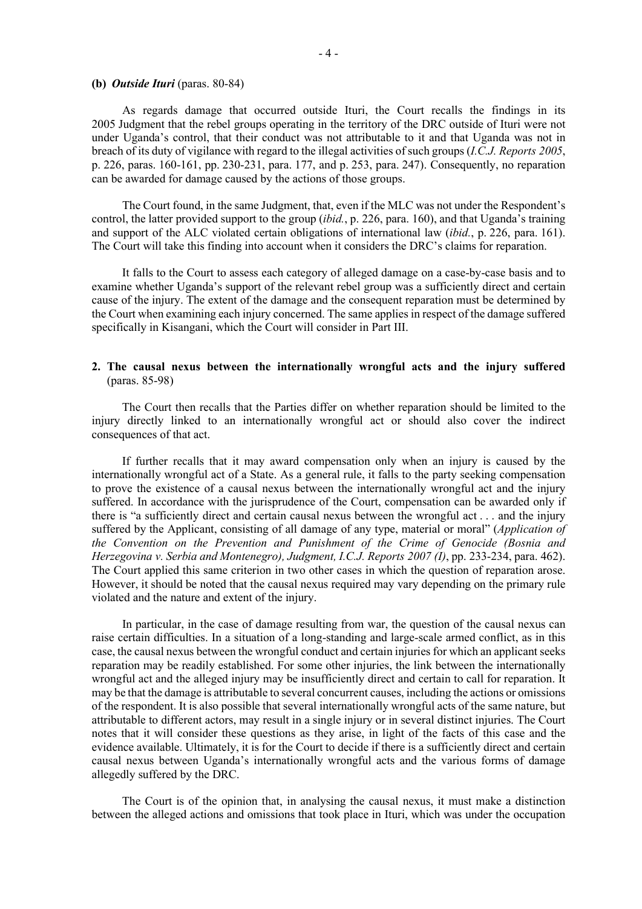**(b)** ***Outside Ituri*** (paras. 80-84)

As regards damage that occurred outside Ituri, the Court recalls the findings in its 2005 Judgment that the rebel groups operating in the territory of the DRC outside of Ituri were not under Uganda's control, that their conduct was not attributable to it and that Uganda was not in breach of its duty of vigilance with regard to the illegal activities of such groups (*I.C.J. Reports 2005*, p. 226, paras. 160-161, pp. 230-231, para. 177, and p. 253, para. 247). Consequently, no reparation can be awarded for damage caused by the actions of those groups.

The Court found, in the same Judgment, that, even if the MLC was not under the Respondent's control, the latter provided support to the group (*ibid.*, p. 226, para. 160), and that Uganda's training and support of the ALC violated certain obligations of international law (*ibid.*, p. 226, para. 161). The Court will take this finding into account when it considers the DRC's claims for reparation.

It falls to the Court to assess each category of alleged damage on a case-by-case basis and to examine whether Uganda's support of the relevant rebel group was a sufficiently direct and certain cause of the injury. The extent of the damage and the consequent reparation must be determined by the Court when examining each injury concerned. The same applies in respect of the damage suffered specifically in Kisangani, which the Court will consider in Part III.

**2. The causal nexus between the internationally wrongful acts and the injury suffered** (paras. 85-98)

The Court then recalls that the Parties differ on whether reparation should be limited to the injury directly linked to an internationally wrongful act or should also cover the indirect consequences of that act.

If further recalls that it may award compensation only when an injury is caused by the internationally wrongful act of a State. As a general rule, it falls to the party seeking compensation to prove the existence of a causal nexus between the internationally wrongful act and the injury suffered. In accordance with the jurisprudence of the Court, compensation can be awarded only if there is "a sufficiently direct and certain causal nexus between the wrongful act . . . and the injury suffered by the Applicant, consisting of all damage of any type, material or moral" (*Application of the Convention on the Prevention and Punishment of the Crime of Genocide (Bosnia and Herzegovina v. Serbia and Montenegro), Judgment, I.C.J. Reports 2007 (I)*, pp. 233-234, para. 462). The Court applied this same criterion in two other cases in which the question of reparation arose. However, it should be noted that the causal nexus required may vary depending on the primary rule violated and the nature and extent of the injury.

In particular, in the case of damage resulting from war, the question of the causal nexus can raise certain difficulties. In a situation of a long-standing and large-scale armed conflict, as in this case, the causal nexus between the wrongful conduct and certain injuries for which an applicant seeks reparation may be readily established. For some other injuries, the link between the internationally wrongful act and the alleged injury may be insufficiently direct and certain to call for reparation. It may be that the damage is attributable to several concurrent causes, including the actions or omissions of the respondent. It is also possible that several internationally wrongful acts of the same nature, but attributable to different actors, may result in a single injury or in several distinct injuries. The Court notes that it will consider these questions as they arise, in light of the facts of this case and the evidence available. Ultimately, it is for the Court to decide if there is a sufficiently direct and certain causal nexus between Uganda's internationally wrongful acts and the various forms of damage allegedly suffered by the DRC.

The Court is of the opinion that, in analysing the causal nexus, it must make a distinction between the alleged actions and omissions that took place in Ituri, which was under the occupation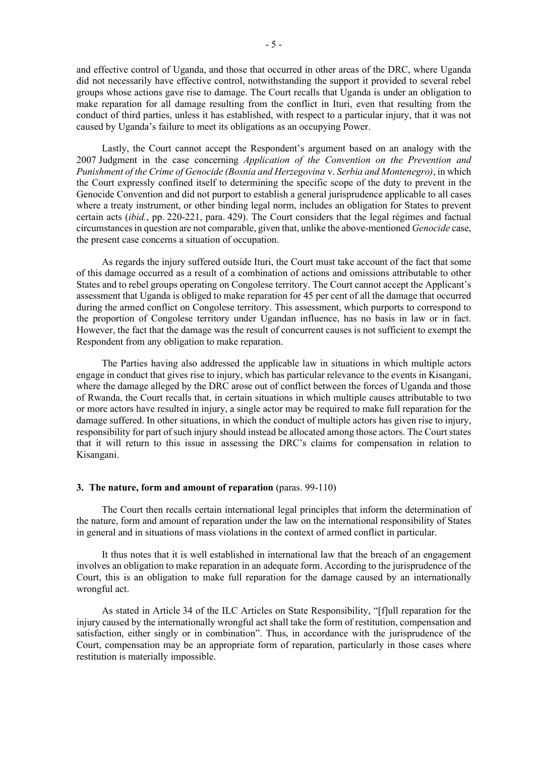and effective control of Uganda, and those that occurred in other areas of the DRC, where Uganda did not necessarily have effective control, notwithstanding the support it provided to several rebel groups whose actions gave rise to damage. The Court recalls that Uganda is under an obligation to make reparation for all damage resulting from the conflict in Ituri, even that resulting from the conduct of third parties, unless it has established, with respect to a particular injury, that it was not caused by Uganda's failure to meet its obligations as an occupying Power.

Lastly, the Court cannot accept the Respondent's argument based on an analogy with the 2007 Judgment in the case concerning *Application of the Convention on the Prevention and Punishment of the Crime of Genocide (Bosnia and Herzegovina* v. *Serbia and Montenegro)*, in which the Court expressly confined itself to determining the specific scope of the duty to prevent in the Genocide Convention and did not purport to establish a general jurisprudence applicable to all cases where a treaty instrument, or other binding legal norm, includes an obligation for States to prevent certain acts (*ibid.*, pp. 220-221, para. 429). The Court considers that the legal régimes and factual circumstances in question are not comparable, given that, unlike the above-mentioned *Genocide* case, the present case concerns a situation of occupation.

As regards the injury suffered outside Ituri, the Court must take account of the fact that some of this damage occurred as a result of a combination of actions and omissions attributable to other States and to rebel groups operating on Congolese territory. The Court cannot accept the Applicant's assessment that Uganda is obliged to make reparation for 45 per cent of all the damage that occurred during the armed conflict on Congolese territory. This assessment, which purports to correspond to the proportion of Congolese territory under Ugandan influence, has no basis in law or in fact. However, the fact that the damage was the result of concurrent causes is not sufficient to exempt the Respondent from any obligation to make reparation.

The Parties having also addressed the applicable law in situations in which multiple actors engage in conduct that gives rise to injury, which has particular relevance to the events in Kisangani, where the damage alleged by the DRC arose out of conflict between the forces of Uganda and those of Rwanda, the Court recalls that, in certain situations in which multiple causes attributable to two or more actors have resulted in injury, a single actor may be required to make full reparation for the damage suffered. In other situations, in which the conduct of multiple actors has given rise to injury, responsibility for part of such injury should instead be allocated among those actors. The Court states that it will return to this issue in assessing the DRC's claims for compensation in relation to Kisangani.

### 3. The nature, form and amount of reparation (paras. 99-110)

The Court then recalls certain international legal principles that inform the determination of the nature, form and amount of reparation under the law on the international responsibility of States in general and in situations of mass violations in the context of armed conflict in particular.

It thus notes that it is well established in international law that the breach of an engagement involves an obligation to make reparation in an adequate form. According to the jurisprudence of the Court, this is an obligation to make full reparation for the damage caused by an internationally wrongful act.

As stated in Article 34 of the ILC Articles on State Responsibility, "[f]ull reparation for the injury caused by the internationally wrongful act shall take the form of restitution, compensation and satisfaction, either singly or in combination". Thus, in accordance with the jurisprudence of the Court, compensation may be an appropriate form of reparation, particularly in those cases where restitution is materially impossible.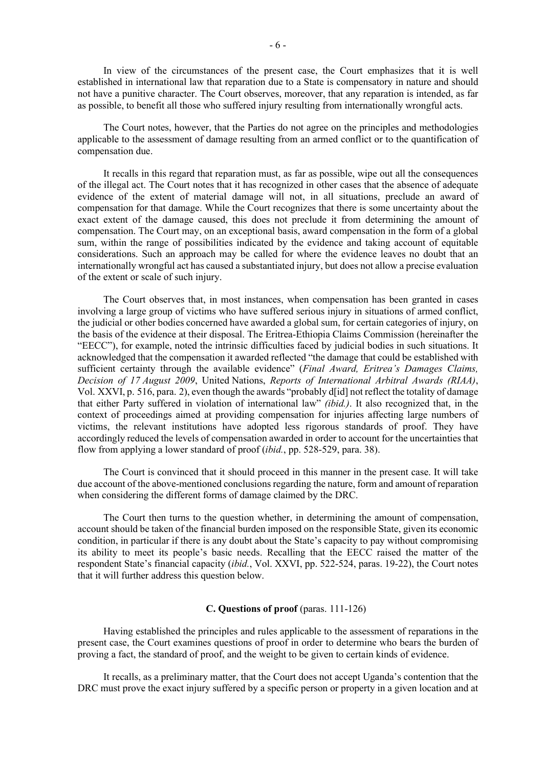In view of the circumstances of the present case, the Court emphasizes that it is well established in international law that reparation due to a State is compensatory in nature and should not have a punitive character. The Court observes, moreover, that any reparation is intended, as far as possible, to benefit all those who suffered injury resulting from internationally wrongful acts.

The Court notes, however, that the Parties do not agree on the principles and methodologies applicable to the assessment of damage resulting from an armed conflict or to the quantification of compensation due.

It recalls in this regard that reparation must, as far as possible, wipe out all the consequences of the illegal act. The Court notes that it has recognized in other cases that the absence of adequate evidence of the extent of material damage will not, in all situations, preclude an award of compensation for that damage. While the Court recognizes that there is some uncertainty about the exact extent of the damage caused, this does not preclude it from determining the amount of compensation. The Court may, on an exceptional basis, award compensation in the form of a global sum, within the range of possibilities indicated by the evidence and taking account of equitable considerations. Such an approach may be called for where the evidence leaves no doubt that an internationally wrongful act has caused a substantiated injury, but does not allow a precise evaluation of the extent or scale of such injury.

The Court observes that, in most instances, when compensation has been granted in cases involving a large group of victims who have suffered serious injury in situations of armed conflict, the judicial or other bodies concerned have awarded a global sum, for certain categories of injury, on the basis of the evidence at their disposal. The Eritrea-Ethiopia Claims Commission (hereinafter the "EECC"), for example, noted the intrinsic difficulties faced by judicial bodies in such situations. It acknowledged that the compensation it awarded reflected "the damage that could be established with sufficient certainty through the available evidence" (*Final Award, Eritrea's Damages Claims, Decision of 17 August 2009*, United Nations, *Reports of International Arbitral Awards (RIAA)*, Vol. XXVI, p. 516, para. 2), even though the awards "probably d[id] not reflect the totality of damage that either Party suffered in violation of international law" *(ibid.)*. It also recognized that, in the context of proceedings aimed at providing compensation for injuries affecting large numbers of victims, the relevant institutions have adopted less rigorous standards of proof. They have accordingly reduced the levels of compensation awarded in order to account for the uncertainties that flow from applying a lower standard of proof (*ibid.*, pp. 528-529, para. 38).

The Court is convinced that it should proceed in this manner in the present case. It will take due account of the above-mentioned conclusions regarding the nature, form and amount of reparation when considering the different forms of damage claimed by the DRC.

The Court then turns to the question whether, in determining the amount of compensation, account should be taken of the financial burden imposed on the responsible State, given its economic condition, in particular if there is any doubt about the State's capacity to pay without compromising its ability to meet its people's basic needs. Recalling that the EECC raised the matter of the respondent State's financial capacity (*ibid.*, Vol. XXVI, pp. 522-524, paras. 19-22), the Court notes that it will further address this question below.

### **C. Questions of proof** (paras. 111-126)

Having established the principles and rules applicable to the assessment of reparations in the present case, the Court examines questions of proof in order to determine who bears the burden of proving a fact, the standard of proof, and the weight to be given to certain kinds of evidence.

It recalls, as a preliminary matter, that the Court does not accept Uganda's contention that the DRC must prove the exact injury suffered by a specific person or property in a given location and at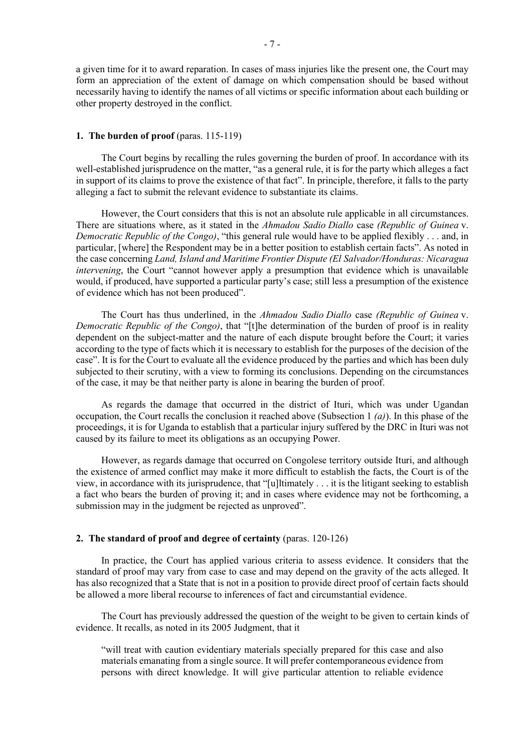a given time for it to award reparation. In cases of mass injuries like the present one, the Court may form an appreciation of the extent of damage on which compensation should be based without necessarily having to identify the names of all victims or specific information about each building or other property destroyed in the conflict.

**1. The burden of proof** (paras. 115-119)

The Court begins by recalling the rules governing the burden of proof. In accordance with its well-established jurisprudence on the matter, "as a general rule, it is for the party which alleges a fact in support of its claims to prove the existence of that fact". In principle, therefore, it falls to the party alleging a fact to submit the relevant evidence to substantiate its claims.

However, the Court considers that this is not an absolute rule applicable in all circumstances. There are situations where, as it stated in the *Ahmadou Sadio Diallo* case *(Republic of Guinea* v. *Democratic Republic of the Congo)*, "this general rule would have to be applied flexibly . . . and, in particular, [where] the Respondent may be in a better position to establish certain facts". As noted in the case concerning *Land, Island and Maritime Frontier Dispute (El Salvador/Honduras: Nicaragua intervening*, the Court "cannot however apply a presumption that evidence which is unavailable would, if produced, have supported a particular party's case; still less a presumption of the existence of evidence which has not been produced".

The Court has thus underlined, in the *Ahmadou Sadio Diallo* case *(Republic of Guinea* v. *Democratic Republic of the Congo)*, that "[t]he determination of the burden of proof is in reality dependent on the subject-matter and the nature of each dispute brought before the Court; it varies according to the type of facts which it is necessary to establish for the purposes of the decision of the case". It is for the Court to evaluate all the evidence produced by the parties and which has been duly subjected to their scrutiny, with a view to forming its conclusions. Depending on the circumstances of the case, it may be that neither party is alone in bearing the burden of proof.

As regards the damage that occurred in the district of Ituri, which was under Ugandan occupation, the Court recalls the conclusion it reached above (Subsection 1 *(a)*). In this phase of the proceedings, it is for Uganda to establish that a particular injury suffered by the DRC in Ituri was not caused by its failure to meet its obligations as an occupying Power.

However, as regards damage that occurred on Congolese territory outside Ituri, and although the existence of armed conflict may make it more difficult to establish the facts, the Court is of the view, in accordance with its jurisprudence, that "[u]ltimately . . . it is the litigant seeking to establish a fact who bears the burden of proving it; and in cases where evidence may not be forthcoming, a submission may in the judgment be rejected as unproved".

**2. The standard of proof and degree of certainty** (paras. 120-126)

In practice, the Court has applied various criteria to assess evidence. It considers that the standard of proof may vary from case to case and may depend on the gravity of the acts alleged. It has also recognized that a State that is not in a position to provide direct proof of certain facts should be allowed a more liberal recourse to inferences of fact and circumstantial evidence.

The Court has previously addressed the question of the weight to be given to certain kinds of evidence. It recalls, as noted in its 2005 Judgment, that it

> "will treat with caution evidentiary materials specially prepared for this case and also materials emanating from a single source. It will prefer contemporaneous evidence from persons with direct knowledge. It will give particular attention to reliable evidence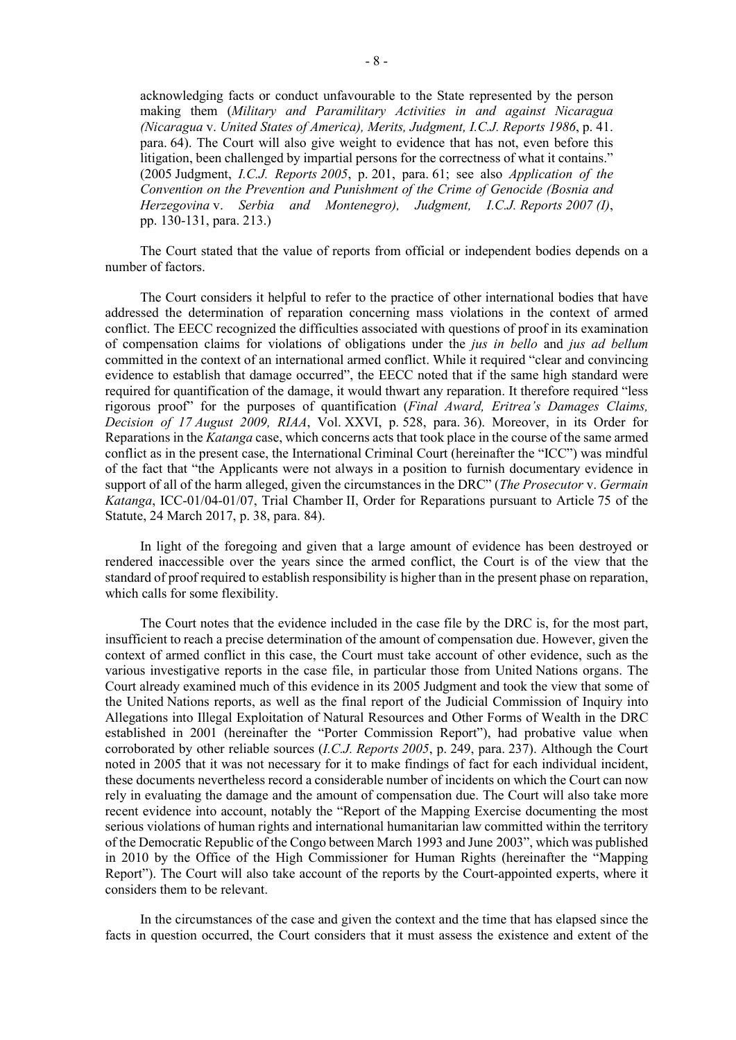acknowledging facts or conduct unfavourable to the State represented by the person making them (*Military and Paramilitary Activities in and against Nicaragua (Nicaragua* v. *United States of America), Merits, Judgment, I.C.J. Reports 1986*, p. 41. para. 64). The Court will also give weight to evidence that has not, even before this litigation, been challenged by impartial persons for the correctness of what it contains." (2005 Judgment, *I.C.J. Reports 2005*, p. 201, para. 61; see also *Application of the Convention on the Prevention and Punishment of the Crime of Genocide (Bosnia and Herzegovina* v. *Serbia and Montenegro), Judgment, I.C.J. Reports 2007 (I)*, pp. 130-131, para. 213.)

The Court stated that the value of reports from official or independent bodies depends on a number of factors.

The Court considers it helpful to refer to the practice of other international bodies that have addressed the determination of reparation concerning mass violations in the context of armed conflict. The EECC recognized the difficulties associated with questions of proof in its examination of compensation claims for violations of obligations under the *jus in bello* and *jus ad bellum* committed in the context of an international armed conflict. While it required "clear and convincing evidence to establish that damage occurred", the EECC noted that if the same high standard were required for quantification of the damage, it would thwart any reparation. It therefore required "less rigorous proof" for the purposes of quantification (*Final Award, Eritrea's Damages Claims, Decision of 17 August 2009, RIAA*, Vol. XXVI, p. 528, para. 36). Moreover, in its Order for Reparations in the *Katanga* case, which concerns acts that took place in the course of the same armed conflict as in the present case, the International Criminal Court (hereinafter the "ICC") was mindful of the fact that "the Applicants were not always in a position to furnish documentary evidence in support of all of the harm alleged, given the circumstances in the DRC" (*The Prosecutor* v. *Germain Katanga*, ICC-01/04-01/07, Trial Chamber II, Order for Reparations pursuant to Article 75 of the Statute, 24 March 2017, p. 38, para. 84).

In light of the foregoing and given that a large amount of evidence has been destroyed or rendered inaccessible over the years since the armed conflict, the Court is of the view that the standard of proof required to establish responsibility is higher than in the present phase on reparation, which calls for some flexibility.

The Court notes that the evidence included in the case file by the DRC is, for the most part, insufficient to reach a precise determination of the amount of compensation due. However, given the context of armed conflict in this case, the Court must take account of other evidence, such as the various investigative reports in the case file, in particular those from United Nations organs. The Court already examined much of this evidence in its 2005 Judgment and took the view that some of the United Nations reports, as well as the final report of the Judicial Commission of Inquiry into Allegations into Illegal Exploitation of Natural Resources and Other Forms of Wealth in the DRC established in 2001 (hereinafter the "Porter Commission Report"), had probative value when corroborated by other reliable sources (*I.C.J. Reports 2005*, p. 249, para. 237). Although the Court noted in 2005 that it was not necessary for it to make findings of fact for each individual incident, these documents nevertheless record a considerable number of incidents on which the Court can now rely in evaluating the damage and the amount of compensation due. The Court will also take more recent evidence into account, notably the "Report of the Mapping Exercise documenting the most serious violations of human rights and international humanitarian law committed within the territory of the Democratic Republic of the Congo between March 1993 and June 2003", which was published in 2010 by the Office of the High Commissioner for Human Rights (hereinafter the "Mapping Report"). The Court will also take account of the reports by the Court-appointed experts, where it considers them to be relevant.

In the circumstances of the case and given the context and the time that has elapsed since the facts in question occurred, the Court considers that it must assess the existence and extent of the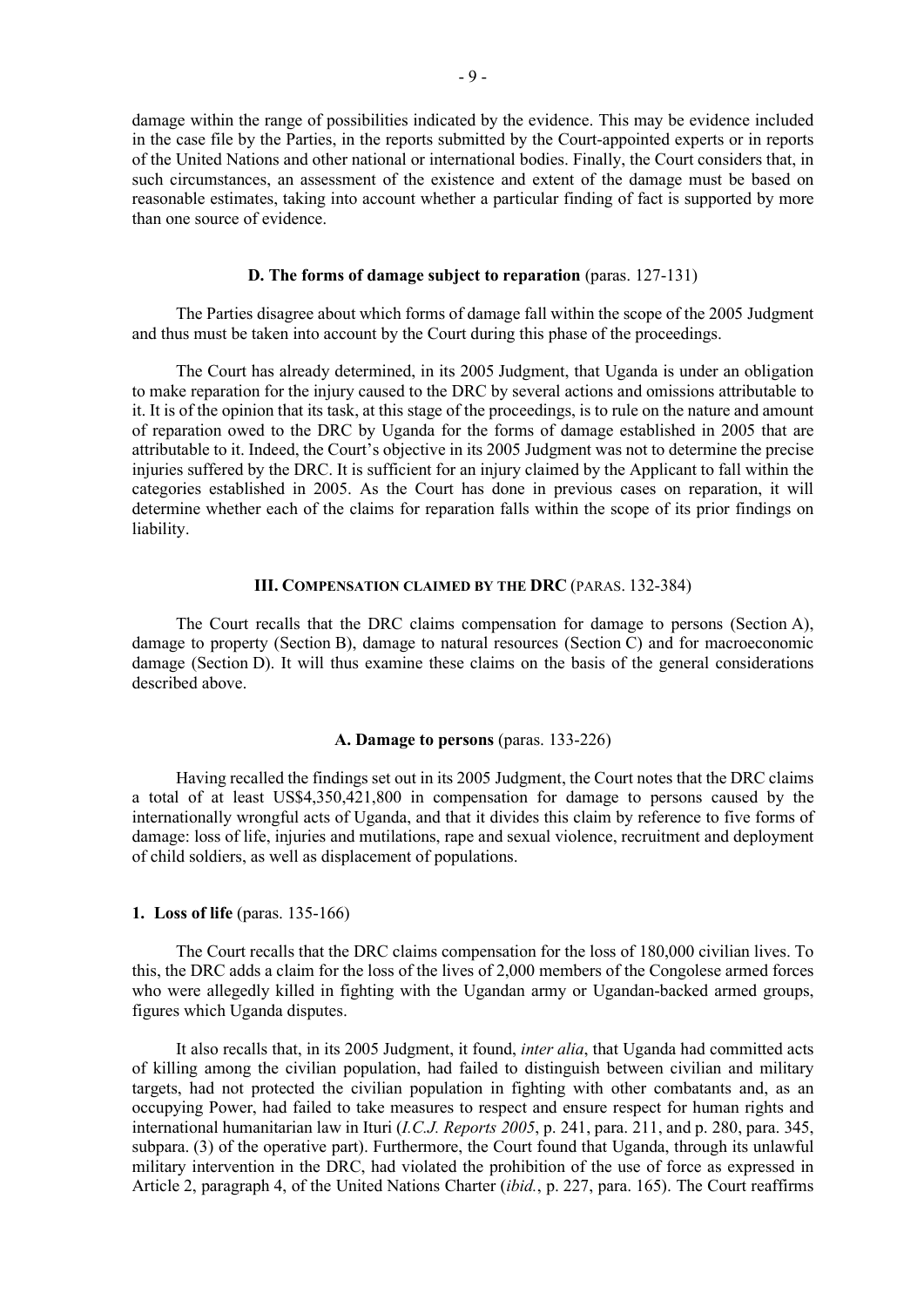damage within the range of possibilities indicated by the evidence. This may be evidence included in the case file by the Parties, in the reports submitted by the Court-appointed experts or in reports of the United Nations and other national or international bodies. Finally, the Court considers that, in such circumstances, an assessment of the existence and extent of the damage must be based on reasonable estimates, taking into account whether a particular finding of fact is supported by more than one source of evidence.

### D. The forms of damage subject to reparation (paras. 127-131)

The Parties disagree about which forms of damage fall within the scope of the 2005 Judgment and thus must be taken into account by the Court during this phase of the proceedings.

The Court has already determined, in its 2005 Judgment, that Uganda is under an obligation to make reparation for the injury caused to the DRC by several actions and omissions attributable to it. It is of the opinion that its task, at this stage of the proceedings, is to rule on the nature and amount of reparation owed to the DRC by Uganda for the forms of damage established in 2005 that are attributable to it. Indeed, the Court's objective in its 2005 Judgment was not to determine the precise injuries suffered by the DRC. It is sufficient for an injury claimed by the Applicant to fall within the categories established in 2005. As the Court has done in previous cases on reparation, it will determine whether each of the claims for reparation falls within the scope of its prior findings on liability.

## III. Compensation claimed by the DRC (paras. 132-384)

The Court recalls that the DRC claims compensation for damage to persons (Section A), damage to property (Section B), damage to natural resources (Section C) and for macroeconomic damage (Section D). It will thus examine these claims on the basis of the general considerations described above.

### A. Damage to persons (paras. 133-226)

Having recalled the findings set out in its 2005 Judgment, the Court notes that the DRC claims a total of at least US$4,350,421,800 in compensation for damage to persons caused by the internationally wrongful acts of Uganda, and that it divides this claim by reference to five forms of damage: loss of life, injuries and mutilations, rape and sexual violence, recruitment and deployment of child soldiers, as well as displacement of populations.

#### 1. Loss of life (paras. 135-166)

The Court recalls that the DRC claims compensation for the loss of 180,000 civilian lives. To this, the DRC adds a claim for the loss of the lives of 2,000 members of the Congolese armed forces who were allegedly killed in fighting with the Ugandan army or Ugandan-backed armed groups, figures which Uganda disputes.

It also recalls that, in its 2005 Judgment, it found, *inter alia*, that Uganda had committed acts of killing among the civilian population, had failed to distinguish between civilian and military targets, had not protected the civilian population in fighting with other combatants and, as an occupying Power, had failed to take measures to respect and ensure respect for human rights and international humanitarian law in Ituri (*I.C.J. Reports 2005*, p. 241, para. 211, and p. 280, para. 345, subpara. (3) of the operative part). Furthermore, the Court found that Uganda, through its unlawful military intervention in the DRC, had violated the prohibition of the use of force as expressed in Article 2, paragraph 4, of the United Nations Charter (*ibid.*, p. 227, para. 165). The Court reaffirms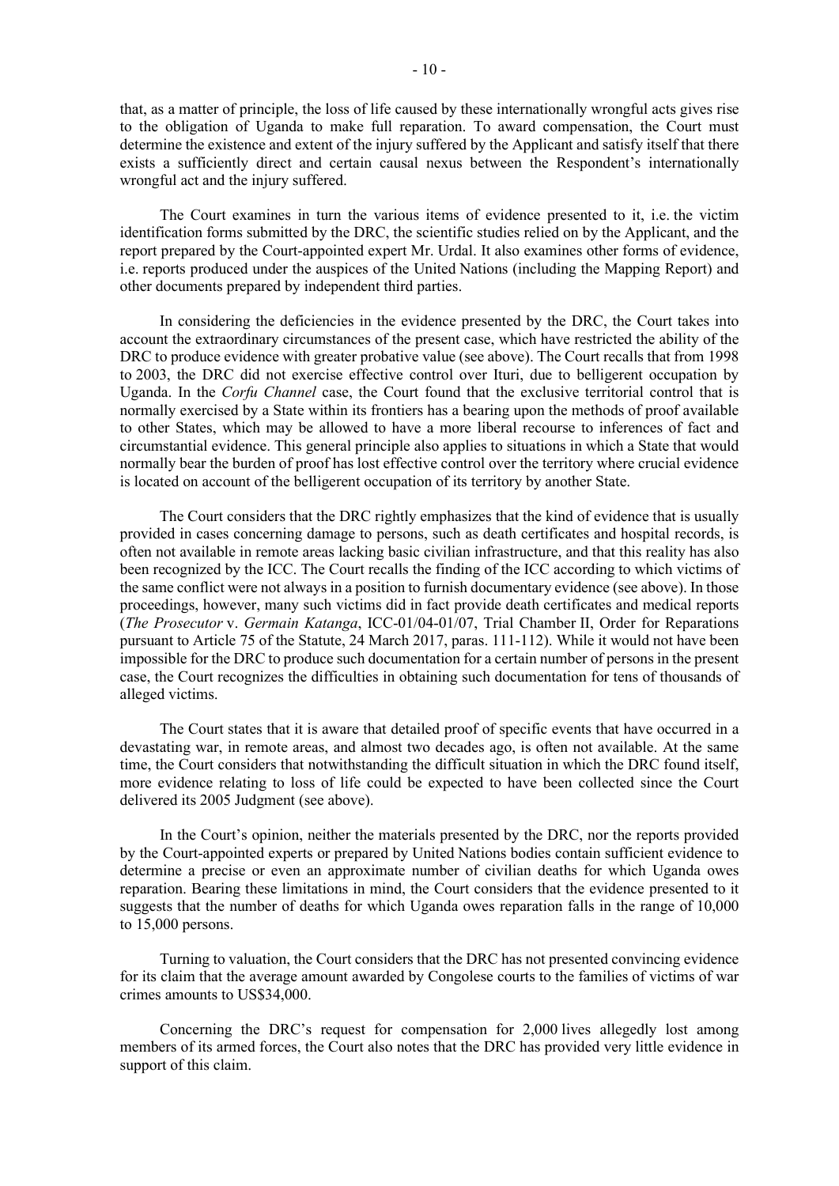that, as a matter of principle, the loss of life caused by these internationally wrongful acts gives rise to the obligation of Uganda to make full reparation. To award compensation, the Court must determine the existence and extent of the injury suffered by the Applicant and satisfy itself that there exists a sufficiently direct and certain causal nexus between the Respondent's internationally wrongful act and the injury suffered.

The Court examines in turn the various items of evidence presented to it, i.e. the victim identification forms submitted by the DRC, the scientific studies relied on by the Applicant, and the report prepared by the Court-appointed expert Mr. Urdal. It also examines other forms of evidence, i.e. reports produced under the auspices of the United Nations (including the Mapping Report) and other documents prepared by independent third parties.

In considering the deficiencies in the evidence presented by the DRC, the Court takes into account the extraordinary circumstances of the present case, which have restricted the ability of the DRC to produce evidence with greater probative value (see above). The Court recalls that from 1998 to 2003, the DRC did not exercise effective control over Ituri, due to belligerent occupation by Uganda. In the *Corfu Channel* case, the Court found that the exclusive territorial control that is normally exercised by a State within its frontiers has a bearing upon the methods of proof available to other States, which may be allowed to have a more liberal recourse to inferences of fact and circumstantial evidence. This general principle also applies to situations in which a State that would normally bear the burden of proof has lost effective control over the territory where crucial evidence is located on account of the belligerent occupation of its territory by another State.

The Court considers that the DRC rightly emphasizes that the kind of evidence that is usually provided in cases concerning damage to persons, such as death certificates and hospital records, is often not available in remote areas lacking basic civilian infrastructure, and that this reality has also been recognized by the ICC. The Court recalls the finding of the ICC according to which victims of the same conflict were not always in a position to furnish documentary evidence (see above). In those proceedings, however, many such victims did in fact provide death certificates and medical reports (*The Prosecutor* v. *Germain Katanga*, ICC-01/04-01/07, Trial Chamber II, Order for Reparations pursuant to Article 75 of the Statute, 24 March 2017, paras. 111-112). While it would not have been impossible for the DRC to produce such documentation for a certain number of persons in the present case, the Court recognizes the difficulties in obtaining such documentation for tens of thousands of alleged victims.

The Court states that it is aware that detailed proof of specific events that have occurred in a devastating war, in remote areas, and almost two decades ago, is often not available. At the same time, the Court considers that notwithstanding the difficult situation in which the DRC found itself, more evidence relating to loss of life could be expected to have been collected since the Court delivered its 2005 Judgment (see above).

In the Court's opinion, neither the materials presented by the DRC, nor the reports provided by the Court-appointed experts or prepared by United Nations bodies contain sufficient evidence to determine a precise or even an approximate number of civilian deaths for which Uganda owes reparation. Bearing these limitations in mind, the Court considers that the evidence presented to it suggests that the number of deaths for which Uganda owes reparation falls in the range of 10,000 to 15,000 persons.

Turning to valuation, the Court considers that the DRC has not presented convincing evidence for its claim that the average amount awarded by Congolese courts to the families of victims of war crimes amounts to US$34,000.

Concerning the DRC's request for compensation for 2,000 lives allegedly lost among members of its armed forces, the Court also notes that the DRC has provided very little evidence in support of this claim.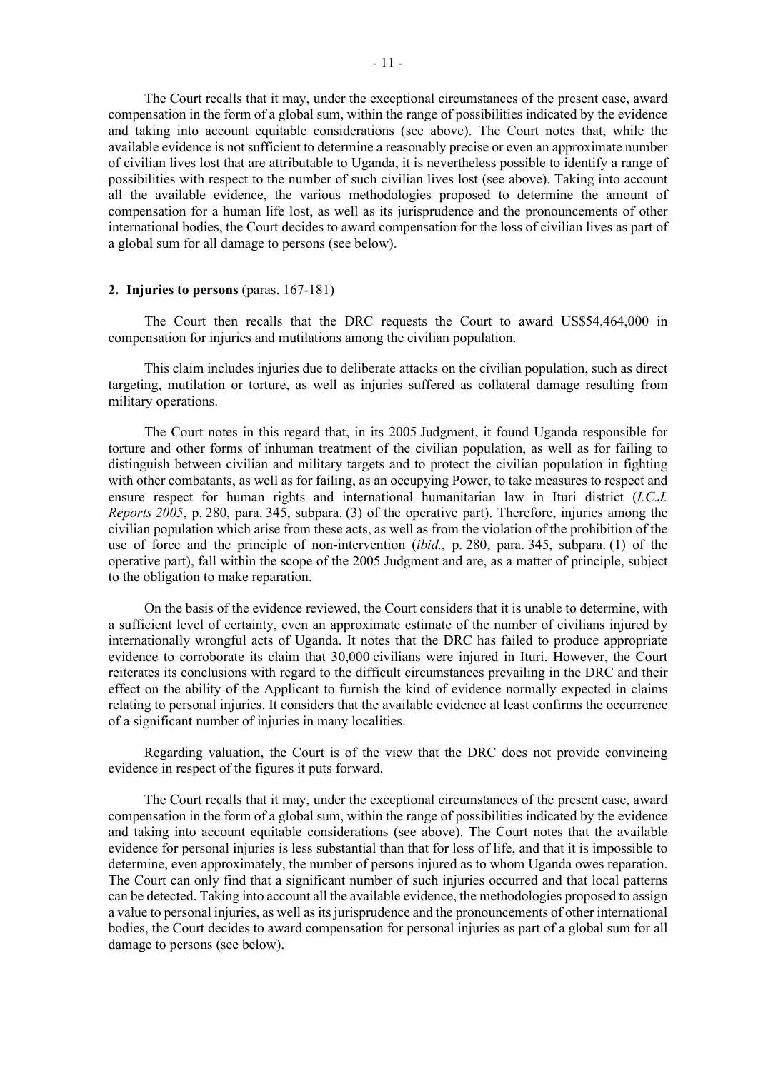The Court recalls that it may, under the exceptional circumstances of the present case, award compensation in the form of a global sum, within the range of possibilities indicated by the evidence and taking into account equitable considerations (see above). The Court notes that, while the available evidence is not sufficient to determine a reasonably precise or even an approximate number of civilian lives lost that are attributable to Uganda, it is nevertheless possible to identify a range of possibilities with respect to the number of such civilian lives lost (see above). Taking into account all the available evidence, the various methodologies proposed to determine the amount of compensation for a human life lost, as well as its jurisprudence and the pronouncements of other international bodies, the Court decides to award compensation for the loss of civilian lives as part of a global sum for all damage to persons (see below).

**2. Injuries to persons** (paras. 167-181)

The Court then recalls that the DRC requests the Court to award US$54,464,000 in compensation for injuries and mutilations among the civilian population.

This claim includes injuries due to deliberate attacks on the civilian population, such as direct targeting, mutilation or torture, as well as injuries suffered as collateral damage resulting from military operations.

The Court notes in this regard that, in its 2005 Judgment, it found Uganda responsible for torture and other forms of inhuman treatment of the civilian population, as well as for failing to distinguish between civilian and military targets and to protect the civilian population in fighting with other combatants, as well as for failing, as an occupying Power, to take measures to respect and ensure respect for human rights and international humanitarian law in Ituri district (*I.C.J. Reports 2005*, p. 280, para. 345, subpara. (3) of the operative part). Therefore, injuries among the civilian population which arise from these acts, as well as from the violation of the prohibition of the use of force and the principle of non-intervention (*ibid.*, p. 280, para. 345, subpara. (1) of the operative part), fall within the scope of the 2005 Judgment and are, as a matter of principle, subject to the obligation to make reparation.

On the basis of the evidence reviewed, the Court considers that it is unable to determine, with a sufficient level of certainty, even an approximate estimate of the number of civilians injured by internationally wrongful acts of Uganda. It notes that the DRC has failed to produce appropriate evidence to corroborate its claim that 30,000 civilians were injured in Ituri. However, the Court reiterates its conclusions with regard to the difficult circumstances prevailing in the DRC and their effect on the ability of the Applicant to furnish the kind of evidence normally expected in claims relating to personal injuries. It considers that the available evidence at least confirms the occurrence of a significant number of injuries in many localities.

Regarding valuation, the Court is of the view that the DRC does not provide convincing evidence in respect of the figures it puts forward.

The Court recalls that it may, under the exceptional circumstances of the present case, award compensation in the form of a global sum, within the range of possibilities indicated by the evidence and taking into account equitable considerations (see above). The Court notes that the available evidence for personal injuries is less substantial than that for loss of life, and that it is impossible to determine, even approximately, the number of persons injured as to whom Uganda owes reparation. The Court can only find that a significant number of such injuries occurred and that local patterns can be detected. Taking into account all the available evidence, the methodologies proposed to assign a value to personal injuries, as well as its jurisprudence and the pronouncements of other international bodies, the Court decides to award compensation for personal injuries as part of a global sum for all damage to persons (see below).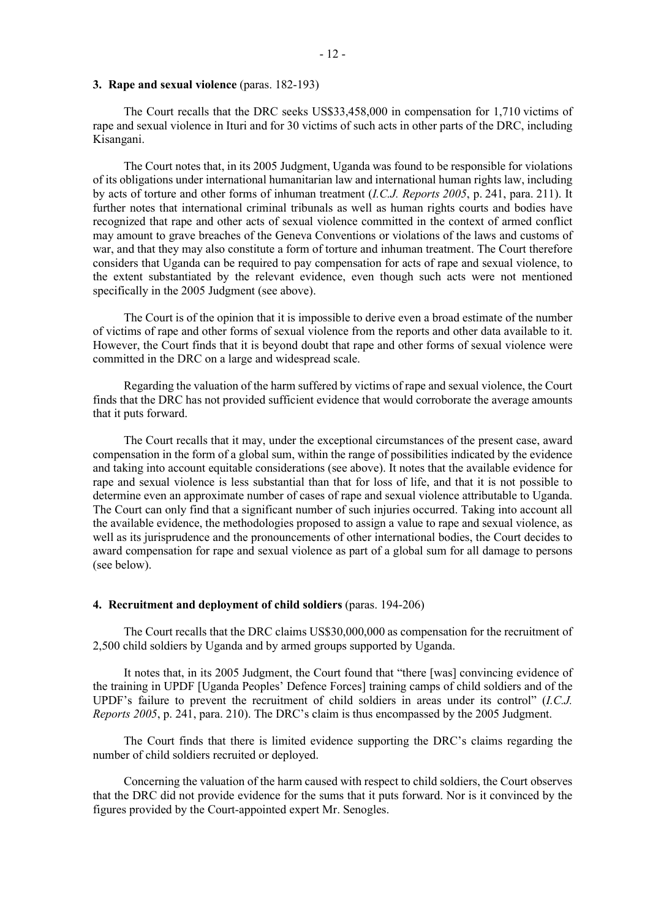### 3. Rape and sexual violence (paras. 182-193)

The Court recalls that the DRC seeks US$33,458,000 in compensation for 1,710 victims of rape and sexual violence in Ituri and for 30 victims of such acts in other parts of the DRC, including Kisangani.

The Court notes that, in its 2005 Judgment, Uganda was found to be responsible for violations of its obligations under international humanitarian law and international human rights law, including by acts of torture and other forms of inhuman treatment (*I.C.J. Reports 2005*, p. 241, para. 211). It further notes that international criminal tribunals as well as human rights courts and bodies have recognized that rape and other acts of sexual violence committed in the context of armed conflict may amount to grave breaches of the Geneva Conventions or violations of the laws and customs of war, and that they may also constitute a form of torture and inhuman treatment. The Court therefore considers that Uganda can be required to pay compensation for acts of rape and sexual violence, to the extent substantiated by the relevant evidence, even though such acts were not mentioned specifically in the 2005 Judgment (see above).

The Court is of the opinion that it is impossible to derive even a broad estimate of the number of victims of rape and other forms of sexual violence from the reports and other data available to it. However, the Court finds that it is beyond doubt that rape and other forms of sexual violence were committed in the DRC on a large and widespread scale.

Regarding the valuation of the harm suffered by victims of rape and sexual violence, the Court finds that the DRC has not provided sufficient evidence that would corroborate the average amounts that it puts forward.

The Court recalls that it may, under the exceptional circumstances of the present case, award compensation in the form of a global sum, within the range of possibilities indicated by the evidence and taking into account equitable considerations (see above). It notes that the available evidence for rape and sexual violence is less substantial than that for loss of life, and that it is not possible to determine even an approximate number of cases of rape and sexual violence attributable to Uganda. The Court can only find that a significant number of such injuries occurred. Taking into account all the available evidence, the methodologies proposed to assign a value to rape and sexual violence, as well as its jurisprudence and the pronouncements of other international bodies, the Court decides to award compensation for rape and sexual violence as part of a global sum for all damage to persons (see below).

### 4. Recruitment and deployment of child soldiers (paras. 194-206)

The Court recalls that the DRC claims US$30,000,000 as compensation for the recruitment of 2,500 child soldiers by Uganda and by armed groups supported by Uganda.

It notes that, in its 2005 Judgment, the Court found that "there [was] convincing evidence of the training in UPDF [Uganda Peoples' Defence Forces] training camps of child soldiers and of the UPDF's failure to prevent the recruitment of child soldiers in areas under its control" (*I.C.J. Reports 2005*, p. 241, para. 210). The DRC's claim is thus encompassed by the 2005 Judgment.

The Court finds that there is limited evidence supporting the DRC's claims regarding the number of child soldiers recruited or deployed.

Concerning the valuation of the harm caused with respect to child soldiers, the Court observes that the DRC did not provide evidence for the sums that it puts forward. Nor is it convinced by the figures provided by the Court-appointed expert Mr. Senogles.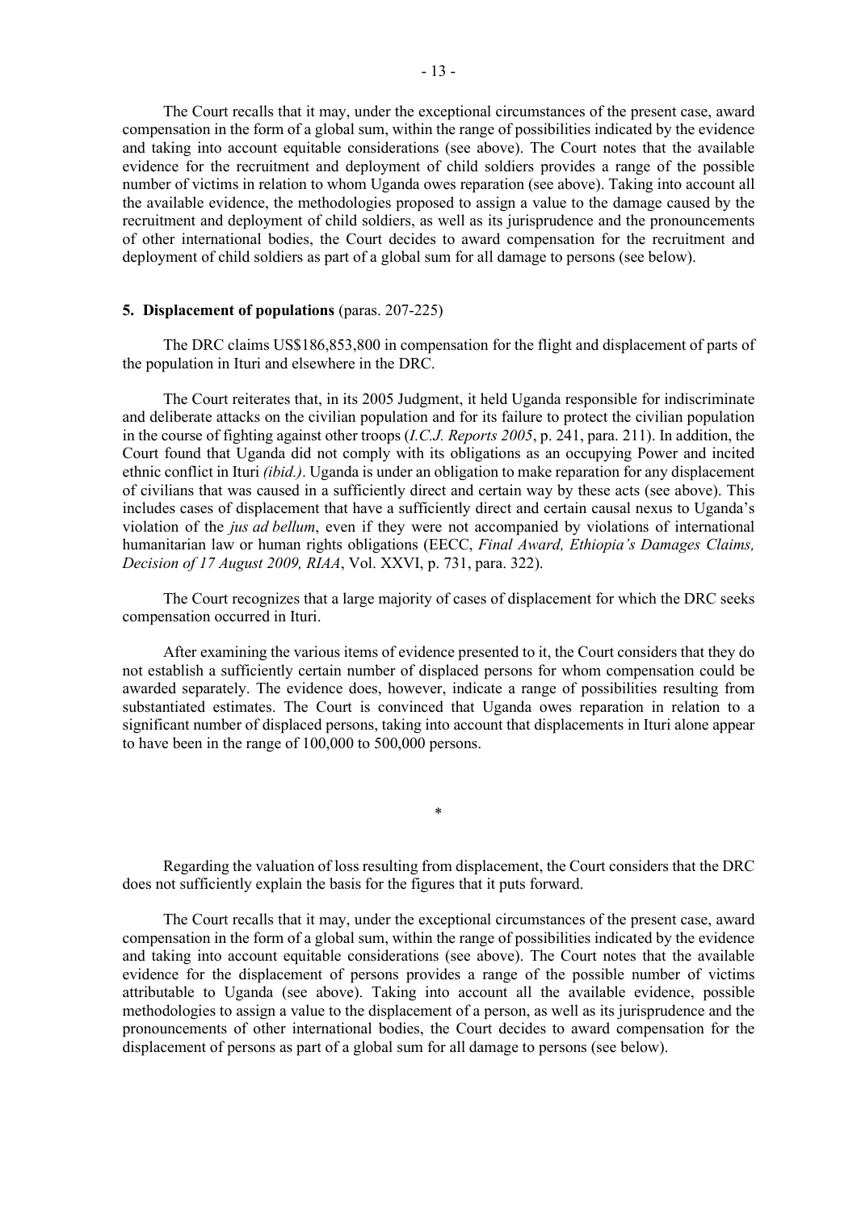The Court recalls that it may, under the exceptional circumstances of the present case, award compensation in the form of a global sum, within the range of possibilities indicated by the evidence and taking into account equitable considerations (see above). The Court notes that the available evidence for the recruitment and deployment of child soldiers provides a range of the possible number of victims in relation to whom Uganda owes reparation (see above). Taking into account all the available evidence, the methodologies proposed to assign a value to the damage caused by the recruitment and deployment of child soldiers, as well as its jurisprudence and the pronouncements of other international bodies, the Court decides to award compensation for the recruitment and deployment of child soldiers as part of a global sum for all damage to persons (see below).

**5. Displacement of populations** (paras. 207-225)

The DRC claims US$186,853,800 in compensation for the flight and displacement of parts of the population in Ituri and elsewhere in the DRC.

The Court reiterates that, in its 2005 Judgment, it held Uganda responsible for indiscriminate and deliberate attacks on the civilian population and for its failure to protect the civilian population in the course of fighting against other troops (*I.C.J. Reports 2005*, p. 241, para. 211). In addition, the Court found that Uganda did not comply with its obligations as an occupying Power and incited ethnic conflict in Ituri *(ibid.)*. Uganda is under an obligation to make reparation for any displacement of civilians that was caused in a sufficiently direct and certain way by these acts (see above). This includes cases of displacement that have a sufficiently direct and certain causal nexus to Uganda's violation of the *jus ad bellum*, even if they were not accompanied by violations of international humanitarian law or human rights obligations (EECC, *Final Award, Ethiopia's Damages Claims, Decision of 17 August 2009, RIAA*, Vol. XXVI, p. 731, para. 322).

The Court recognizes that a large majority of cases of displacement for which the DRC seeks compensation occurred in Ituri.

After examining the various items of evidence presented to it, the Court considers that they do not establish a sufficiently certain number of displaced persons for whom compensation could be awarded separately. The evidence does, however, indicate a range of possibilities resulting from substantiated estimates. The Court is convinced that Uganda owes reparation in relation to a significant number of displaced persons, taking into account that displacements in Ituri alone appear to have been in the range of 100,000 to 500,000 persons.

*

Regarding the valuation of loss resulting from displacement, the Court considers that the DRC does not sufficiently explain the basis for the figures that it puts forward.

The Court recalls that it may, under the exceptional circumstances of the present case, award compensation in the form of a global sum, within the range of possibilities indicated by the evidence and taking into account equitable considerations (see above). The Court notes that the available evidence for the displacement of persons provides a range of the possible number of victims attributable to Uganda (see above). Taking into account all the available evidence, possible methodologies to assign a value to the displacement of a person, as well as its jurisprudence and the pronouncements of other international bodies, the Court decides to award compensation for the displacement of persons as part of a global sum for all damage to persons (see below).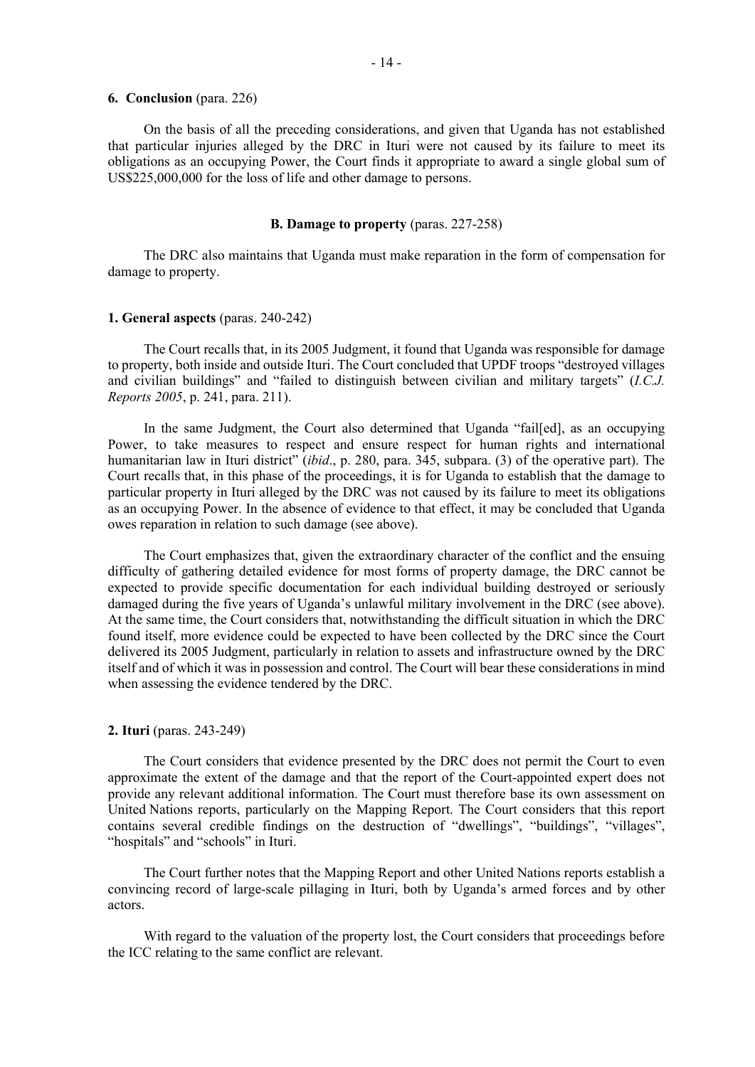**6. Conclusion** (para. 226)

On the basis of all the preceding considerations, and given that Uganda has not established that particular injuries alleged by the DRC in Ituri were not caused by its failure to meet its obligations as an occupying Power, the Court finds it appropriate to award a single global sum of US$225,000,000 for the loss of life and other damage to persons.

**B. Damage to property** (paras. 227-258)

The DRC also maintains that Uganda must make reparation in the form of compensation for damage to property.

**1. General aspects** (paras. 240-242)

The Court recalls that, in its 2005 Judgment, it found that Uganda was responsible for damage to property, both inside and outside Ituri. The Court concluded that UPDF troops "destroyed villages and civilian buildings" and "failed to distinguish between civilian and military targets" (*I.C.J. Reports 2005*, p. 241, para. 211).

In the same Judgment, the Court also determined that Uganda "fail[ed], as an occupying Power, to take measures to respect and ensure respect for human rights and international humanitarian law in Ituri district" (*ibid*., p. 280, para. 345, subpara. (3) of the operative part). The Court recalls that, in this phase of the proceedings, it is for Uganda to establish that the damage to particular property in Ituri alleged by the DRC was not caused by its failure to meet its obligations as an occupying Power. In the absence of evidence to that effect, it may be concluded that Uganda owes reparation in relation to such damage (see above).

The Court emphasizes that, given the extraordinary character of the conflict and the ensuing difficulty of gathering detailed evidence for most forms of property damage, the DRC cannot be expected to provide specific documentation for each individual building destroyed or seriously damaged during the five years of Uganda's unlawful military involvement in the DRC (see above). At the same time, the Court considers that, notwithstanding the difficult situation in which the DRC found itself, more evidence could be expected to have been collected by the DRC since the Court delivered its 2005 Judgment, particularly in relation to assets and infrastructure owned by the DRC itself and of which it was in possession and control. The Court will bear these considerations in mind when assessing the evidence tendered by the DRC.

**2. Ituri** (paras. 243-249)

The Court considers that evidence presented by the DRC does not permit the Court to even approximate the extent of the damage and that the report of the Court-appointed expert does not provide any relevant additional information. The Court must therefore base its own assessment on United Nations reports, particularly on the Mapping Report. The Court considers that this report contains several credible findings on the destruction of "dwellings", "buildings", "villages", "hospitals" and "schools" in Ituri.

The Court further notes that the Mapping Report and other United Nations reports establish a convincing record of large-scale pillaging in Ituri, both by Uganda's armed forces and by other actors.

With regard to the valuation of the property lost, the Court considers that proceedings before the ICC relating to the same conflict are relevant.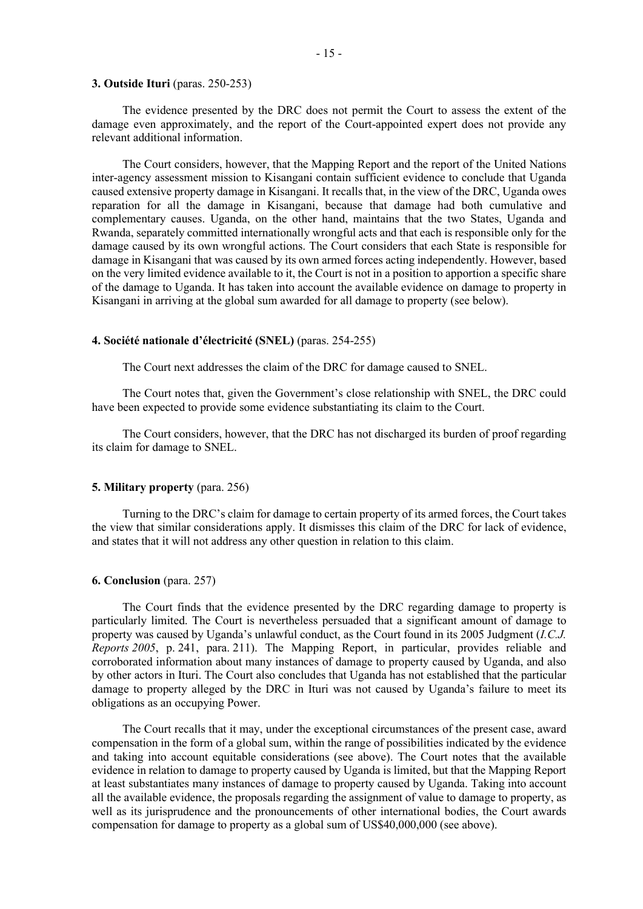### 3. Outside Ituri (paras. 250-253)

The evidence presented by the DRC does not permit the Court to assess the extent of the damage even approximately, and the report of the Court-appointed expert does not provide any relevant additional information.

The Court considers, however, that the Mapping Report and the report of the United Nations inter-agency assessment mission to Kisangani contain sufficient evidence to conclude that Uganda caused extensive property damage in Kisangani. It recalls that, in the view of the DRC, Uganda owes reparation for all the damage in Kisangani, because that damage had both cumulative and complementary causes. Uganda, on the other hand, maintains that the two States, Uganda and Rwanda, separately committed internationally wrongful acts and that each is responsible only for the damage caused by its own wrongful actions. The Court considers that each State is responsible for damage in Kisangani that was caused by its own armed forces acting independently. However, based on the very limited evidence available to it, the Court is not in a position to apportion a specific share of the damage to Uganda. It has taken into account the available evidence on damage to property in Kisangani in arriving at the global sum awarded for all damage to property (see below).

### 4. Société nationale d'électricité (SNEL) (paras. 254-255)

The Court next addresses the claim of the DRC for damage caused to SNEL.

The Court notes that, given the Government's close relationship with SNEL, the DRC could have been expected to provide some evidence substantiating its claim to the Court.

The Court considers, however, that the DRC has not discharged its burden of proof regarding its claim for damage to SNEL.

### 5. Military property (para. 256)

Turning to the DRC's claim for damage to certain property of its armed forces, the Court takes the view that similar considerations apply. It dismisses this claim of the DRC for lack of evidence, and states that it will not address any other question in relation to this claim.

### 6. Conclusion (para. 257)

The Court finds that the evidence presented by the DRC regarding damage to property is particularly limited. The Court is nevertheless persuaded that a significant amount of damage to property was caused by Uganda's unlawful conduct, as the Court found in its 2005 Judgment (*I.C.J. Reports 2005*, p. 241, para. 211). The Mapping Report, in particular, provides reliable and corroborated information about many instances of damage to property caused by Uganda, and also by other actors in Ituri. The Court also concludes that Uganda has not established that the particular damage to property alleged by the DRC in Ituri was not caused by Uganda's failure to meet its obligations as an occupying Power.

The Court recalls that it may, under the exceptional circumstances of the present case, award compensation in the form of a global sum, within the range of possibilities indicated by the evidence and taking into account equitable considerations (see above). The Court notes that the available evidence in relation to damage to property caused by Uganda is limited, but that the Mapping Report at least substantiates many instances of damage to property caused by Uganda. Taking into account all the available evidence, the proposals regarding the assignment of value to damage to property, as well as its jurisprudence and the pronouncements of other international bodies, the Court awards compensation for damage to property as a global sum of US$40,000,000 (see above).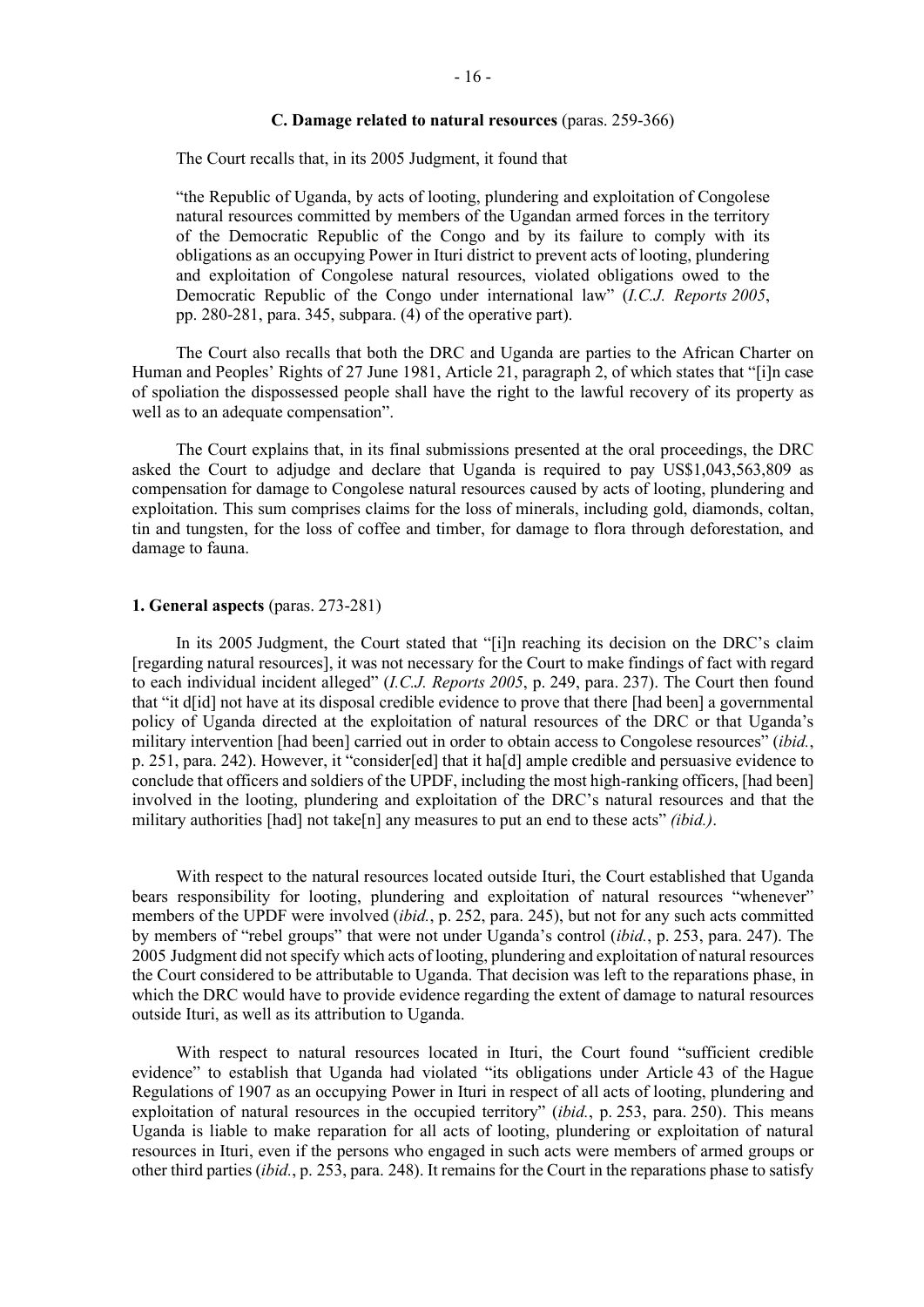### C. Damage related to natural resources (paras. 259-366)

The Court recalls that, in its 2005 Judgment, it found that

> "the Republic of Uganda, by acts of looting, plundering and exploitation of Congolese natural resources committed by members of the Ugandan armed forces in the territory of the Democratic Republic of the Congo and by its failure to comply with its obligations as an occupying Power in Ituri district to prevent acts of looting, plundering and exploitation of Congolese natural resources, violated obligations owed to the Democratic Republic of the Congo under international law" (*I.C.J. Reports 2005*, pp. 280-281, para. 345, subpara. (4) of the operative part).

The Court also recalls that both the DRC and Uganda are parties to the African Charter on Human and Peoples' Rights of 27 June 1981, Article 21, paragraph 2, of which states that "[i]n case of spoliation the dispossessed people shall have the right to the lawful recovery of its property as well as to an adequate compensation".

The Court explains that, in its final submissions presented at the oral proceedings, the DRC asked the Court to adjudge and declare that Uganda is required to pay US$1,043,563,809 as compensation for damage to Congolese natural resources caused by acts of looting, plundering and exploitation. This sum comprises claims for the loss of minerals, including gold, diamonds, coltan, tin and tungsten, for the loss of coffee and timber, for damage to flora through deforestation, and damage to fauna.

#### 1. General aspects (paras. 273-281)

In its 2005 Judgment, the Court stated that "[i]n reaching its decision on the DRC's claim [regarding natural resources], it was not necessary for the Court to make findings of fact with regard to each individual incident alleged" (*I.C.J. Reports 2005*, p. 249, para. 237). The Court then found that "it d[id] not have at its disposal credible evidence to prove that there [had been] a governmental policy of Uganda directed at the exploitation of natural resources of the DRC or that Uganda's military intervention [had been] carried out in order to obtain access to Congolese resources" (*ibid.*, p. 251, para. 242). However, it "consider[ed] that it ha[d] ample credible and persuasive evidence to conclude that officers and soldiers of the UPDF, including the most high-ranking officers, [had been] involved in the looting, plundering and exploitation of the DRC's natural resources and that the military authorities [had] not take[n] any measures to put an end to these acts" *(ibid.)*.

With respect to the natural resources located outside Ituri, the Court established that Uganda bears responsibility for looting, plundering and exploitation of natural resources "whenever" members of the UPDF were involved (*ibid.*, p. 252, para. 245), but not for any such acts committed by members of "rebel groups" that were not under Uganda's control (*ibid.*, p. 253, para. 247). The 2005 Judgment did not specify which acts of looting, plundering and exploitation of natural resources the Court considered to be attributable to Uganda. That decision was left to the reparations phase, in which the DRC would have to provide evidence regarding the extent of damage to natural resources outside Ituri, as well as its attribution to Uganda.

With respect to natural resources located in Ituri, the Court found "sufficient credible evidence" to establish that Uganda had violated "its obligations under Article 43 of the Hague Regulations of 1907 as an occupying Power in Ituri in respect of all acts of looting, plundering and exploitation of natural resources in the occupied territory" (*ibid.*, p. 253, para. 250). This means Uganda is liable to make reparation for all acts of looting, plundering or exploitation of natural resources in Ituri, even if the persons who engaged in such acts were members of armed groups or other third parties (*ibid.*, p. 253, para. 248). It remains for the Court in the reparations phase to satisfy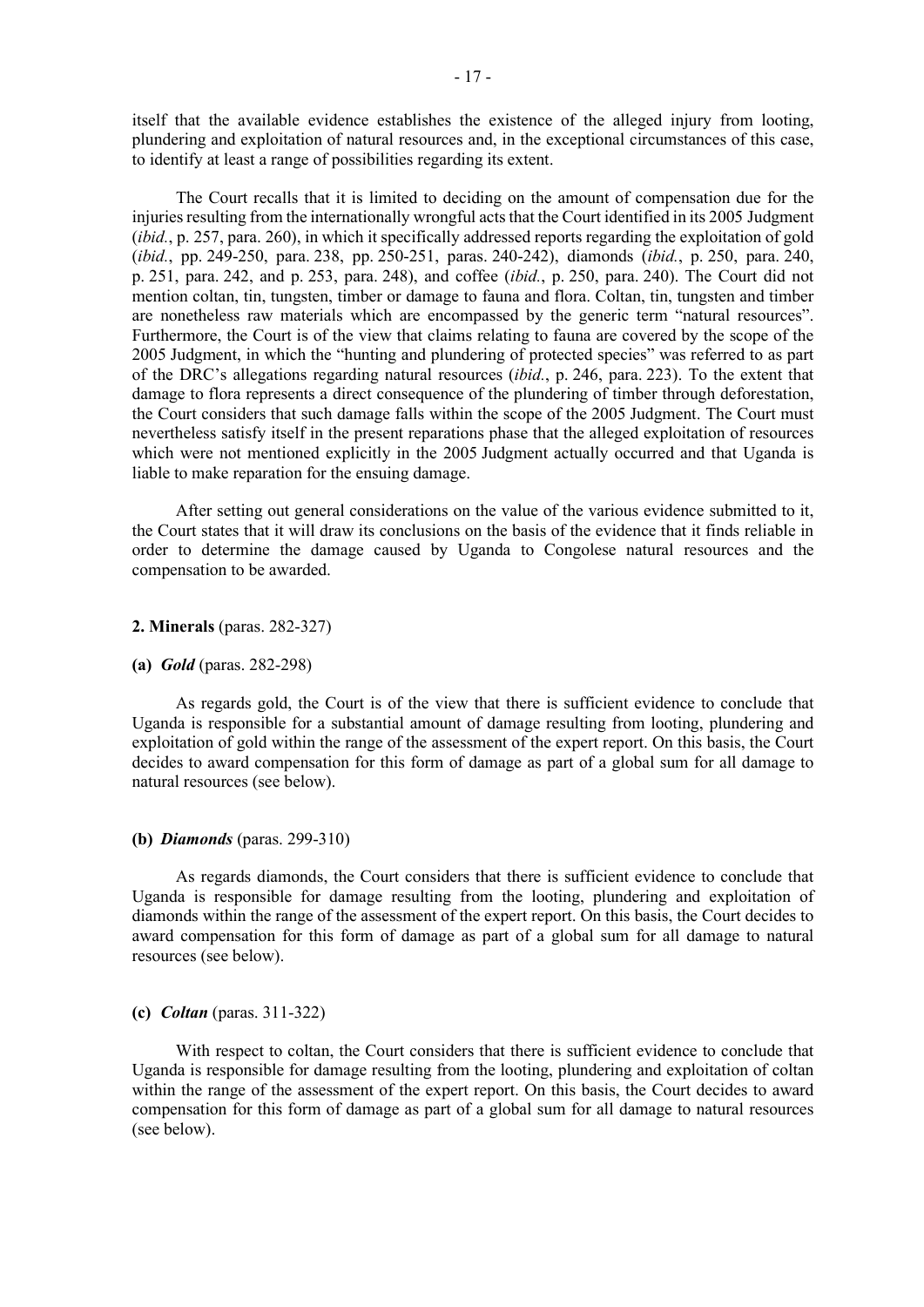itself that the available evidence establishes the existence of the alleged injury from looting, plundering and exploitation of natural resources and, in the exceptional circumstances of this case, to identify at least a range of possibilities regarding its extent.

The Court recalls that it is limited to deciding on the amount of compensation due for the injuries resulting from the internationally wrongful acts that the Court identified in its 2005 Judgment (*ibid.*, p. 257, para. 260), in which it specifically addressed reports regarding the exploitation of gold (*ibid.*, pp. 249-250, para. 238, pp. 250-251, paras. 240-242), diamonds (*ibid.*, p. 250, para. 240, p. 251, para. 242, and p. 253, para. 248), and coffee (*ibid.*, p. 250, para. 240). The Court did not mention coltan, tin, tungsten, timber or damage to fauna and flora. Coltan, tin, tungsten and timber are nonetheless raw materials which are encompassed by the generic term "natural resources". Furthermore, the Court is of the view that claims relating to fauna are covered by the scope of the 2005 Judgment, in which the "hunting and plundering of protected species" was referred to as part of the DRC's allegations regarding natural resources (*ibid.*, p. 246, para. 223). To the extent that damage to flora represents a direct consequence of the plundering of timber through deforestation, the Court considers that such damage falls within the scope of the 2005 Judgment. The Court must nevertheless satisfy itself in the present reparations phase that the alleged exploitation of resources which were not mentioned explicitly in the 2005 Judgment actually occurred and that Uganda is liable to make reparation for the ensuing damage.

After setting out general considerations on the value of the various evidence submitted to it, the Court states that it will draw its conclusions on the basis of the evidence that it finds reliable in order to determine the damage caused by Uganda to Congolese natural resources and the compensation to be awarded.

**2. Minerals** (paras. 282-327)

**(a)** ***Gold*** (paras. 282-298)

As regards gold, the Court is of the view that there is sufficient evidence to conclude that Uganda is responsible for a substantial amount of damage resulting from looting, plundering and exploitation of gold within the range of the assessment of the expert report. On this basis, the Court decides to award compensation for this form of damage as part of a global sum for all damage to natural resources (see below).

**(b)** ***Diamonds*** (paras. 299-310)

As regards diamonds, the Court considers that there is sufficient evidence to conclude that Uganda is responsible for damage resulting from the looting, plundering and exploitation of diamonds within the range of the assessment of the expert report. On this basis, the Court decides to award compensation for this form of damage as part of a global sum for all damage to natural resources (see below).

**(c)** ***Coltan*** (paras. 311-322)

With respect to coltan, the Court considers that there is sufficient evidence to conclude that Uganda is responsible for damage resulting from the looting, plundering and exploitation of coltan within the range of the assessment of the expert report. On this basis, the Court decides to award compensation for this form of damage as part of a global sum for all damage to natural resources (see below).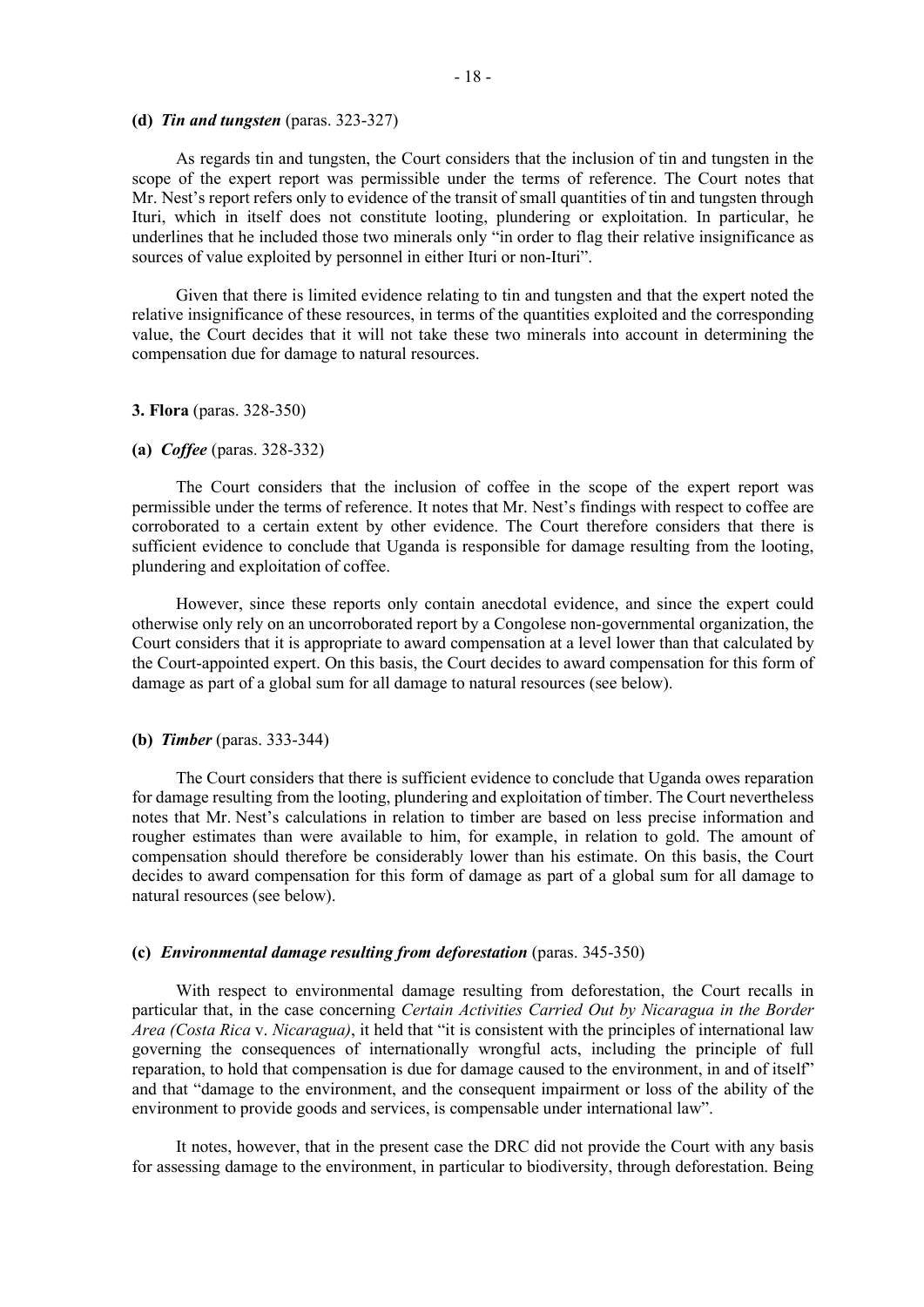**(d)** ***Tin and tungsten*** (paras. 323-327)

As regards tin and tungsten, the Court considers that the inclusion of tin and tungsten in the scope of the expert report was permissible under the terms of reference. The Court notes that Mr. Nest's report refers only to evidence of the transit of small quantities of tin and tungsten through Ituri, which in itself does not constitute looting, plundering or exploitation. In particular, he underlines that he included those two minerals only "in order to flag their relative insignificance as sources of value exploited by personnel in either Ituri or non-Ituri".

Given that there is limited evidence relating to tin and tungsten and that the expert noted the relative insignificance of these resources, in terms of the quantities exploited and the corresponding value, the Court decides that it will not take these two minerals into account in determining the compensation due for damage to natural resources.

**3. Flora** (paras. 328-350)

**(a)** ***Coffee*** (paras. 328-332)

The Court considers that the inclusion of coffee in the scope of the expert report was permissible under the terms of reference. It notes that Mr. Nest's findings with respect to coffee are corroborated to a certain extent by other evidence. The Court therefore considers that there is sufficient evidence to conclude that Uganda is responsible for damage resulting from the looting, plundering and exploitation of coffee.

However, since these reports only contain anecdotal evidence, and since the expert could otherwise only rely on an uncorroborated report by a Congolese non-governmental organization, the Court considers that it is appropriate to award compensation at a level lower than that calculated by the Court-appointed expert. On this basis, the Court decides to award compensation for this form of damage as part of a global sum for all damage to natural resources (see below).

**(b)** ***Timber*** (paras. 333-344)

The Court considers that there is sufficient evidence to conclude that Uganda owes reparation for damage resulting from the looting, plundering and exploitation of timber. The Court nevertheless notes that Mr. Nest's calculations in relation to timber are based on less precise information and rougher estimates than were available to him, for example, in relation to gold. The amount of compensation should therefore be considerably lower than his estimate. On this basis, the Court decides to award compensation for this form of damage as part of a global sum for all damage to natural resources (see below).

**(c)** ***Environmental damage resulting from deforestation*** (paras. 345-350)

With respect to environmental damage resulting from deforestation, the Court recalls in particular that, in the case concerning *Certain Activities Carried Out by Nicaragua in the Border Area (Costa Rica* v. *Nicaragua)*, it held that "it is consistent with the principles of international law governing the consequences of internationally wrongful acts, including the principle of full reparation, to hold that compensation is due for damage caused to the environment, in and of itself" and that "damage to the environment, and the consequent impairment or loss of the ability of the environment to provide goods and services, is compensable under international law".

It notes, however, that in the present case the DRC did not provide the Court with any basis for assessing damage to the environment, in particular to biodiversity, through deforestation. Being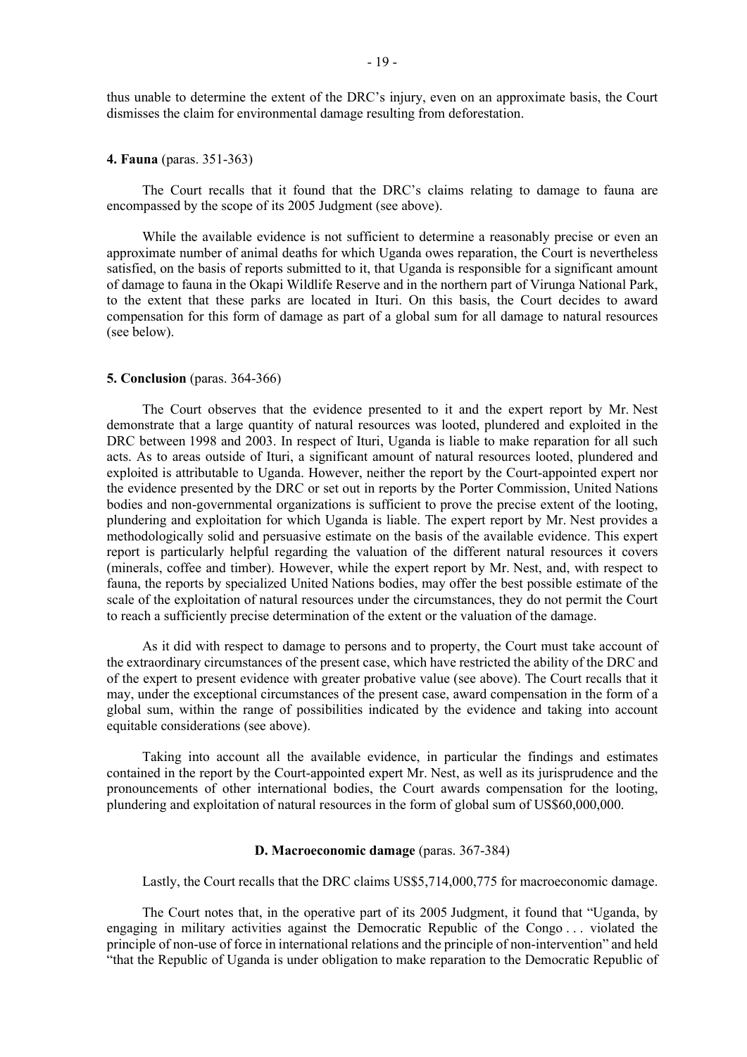thus unable to determine the extent of the DRC's injury, even on an approximate basis, the Court dismisses the claim for environmental damage resulting from deforestation.

**4. Fauna** (paras. 351-363)

The Court recalls that it found that the DRC's claims relating to damage to fauna are encompassed by the scope of its 2005 Judgment (see above).

While the available evidence is not sufficient to determine a reasonably precise or even an approximate number of animal deaths for which Uganda owes reparation, the Court is nevertheless satisfied, on the basis of reports submitted to it, that Uganda is responsible for a significant amount of damage to fauna in the Okapi Wildlife Reserve and in the northern part of Virunga National Park, to the extent that these parks are located in Ituri. On this basis, the Court decides to award compensation for this form of damage as part of a global sum for all damage to natural resources (see below).

**5. Conclusion** (paras. 364-366)

The Court observes that the evidence presented to it and the expert report by Mr. Nest demonstrate that a large quantity of natural resources was looted, plundered and exploited in the DRC between 1998 and 2003. In respect of Ituri, Uganda is liable to make reparation for all such acts. As to areas outside of Ituri, a significant amount of natural resources looted, plundered and exploited is attributable to Uganda. However, neither the report by the Court-appointed expert nor the evidence presented by the DRC or set out in reports by the Porter Commission, United Nations bodies and non-governmental organizations is sufficient to prove the precise extent of the looting, plundering and exploitation for which Uganda is liable. The expert report by Mr. Nest provides a methodologically solid and persuasive estimate on the basis of the available evidence. This expert report is particularly helpful regarding the valuation of the different natural resources it covers (minerals, coffee and timber). However, while the expert report by Mr. Nest, and, with respect to fauna, the reports by specialized United Nations bodies, may offer the best possible estimate of the scale of the exploitation of natural resources under the circumstances, they do not permit the Court to reach a sufficiently precise determination of the extent or the valuation of the damage.

As it did with respect to damage to persons and to property, the Court must take account of the extraordinary circumstances of the present case, which have restricted the ability of the DRC and of the expert to present evidence with greater probative value (see above). The Court recalls that it may, under the exceptional circumstances of the present case, award compensation in the form of a global sum, within the range of possibilities indicated by the evidence and taking into account equitable considerations (see above).

Taking into account all the available evidence, in particular the findings and estimates contained in the report by the Court-appointed expert Mr. Nest, as well as its jurisprudence and the pronouncements of other international bodies, the Court awards compensation for the looting, plundering and exploitation of natural resources in the form of global sum of US$60,000,000.

**D. Macroeconomic damage** (paras. 367-384)

Lastly, the Court recalls that the DRC claims US$5,714,000,775 for macroeconomic damage.

The Court notes that, in the operative part of its 2005 Judgment, it found that "Uganda, by engaging in military activities against the Democratic Republic of the Congo . . . violated the principle of non-use of force in international relations and the principle of non-intervention" and held "that the Republic of Uganda is under obligation to make reparation to the Democratic Republic of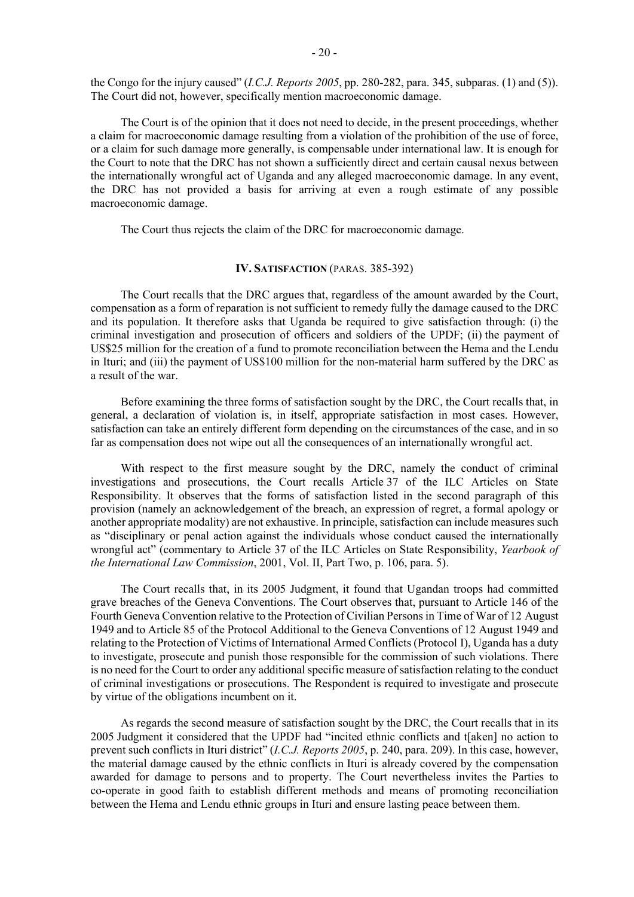the Congo for the injury caused" (*I.C.J. Reports 2005*, pp. 280-282, para. 345, subparas. (1) and (5)). The Court did not, however, specifically mention macroeconomic damage.

The Court is of the opinion that it does not need to decide, in the present proceedings, whether a claim for macroeconomic damage resulting from a violation of the prohibition of the use of force, or a claim for such damage more generally, is compensable under international law. It is enough for the Court to note that the DRC has not shown a sufficiently direct and certain causal nexus between the internationally wrongful act of Uganda and any alleged macroeconomic damage. In any event, the DRC has not provided a basis for arriving at even a rough estimate of any possible macroeconomic damage.

The Court thus rejects the claim of the DRC for macroeconomic damage.

## IV. SATISFACTION (PARAS. 385-392)

The Court recalls that the DRC argues that, regardless of the amount awarded by the Court, compensation as a form of reparation is not sufficient to remedy fully the damage caused to the DRC and its population. It therefore asks that Uganda be required to give satisfaction through: (i) the criminal investigation and prosecution of officers and soldiers of the UPDF; (ii) the payment of US$25 million for the creation of a fund to promote reconciliation between the Hema and the Lendu in Ituri; and (iii) the payment of US$100 million for the non-material harm suffered by the DRC as a result of the war.

Before examining the three forms of satisfaction sought by the DRC, the Court recalls that, in general, a declaration of violation is, in itself, appropriate satisfaction in most cases. However, satisfaction can take an entirely different form depending on the circumstances of the case, and in so far as compensation does not wipe out all the consequences of an internationally wrongful act.

With respect to the first measure sought by the DRC, namely the conduct of criminal investigations and prosecutions, the Court recalls Article 37 of the ILC Articles on State Responsibility. It observes that the forms of satisfaction listed in the second paragraph of this provision (namely an acknowledgement of the breach, an expression of regret, a formal apology or another appropriate modality) are not exhaustive. In principle, satisfaction can include measures such as "disciplinary or penal action against the individuals whose conduct caused the internationally wrongful act" (commentary to Article 37 of the ILC Articles on State Responsibility, *Yearbook of the International Law Commission*, 2001, Vol. II, Part Two, p. 106, para. 5).

The Court recalls that, in its 2005 Judgment, it found that Ugandan troops had committed grave breaches of the Geneva Conventions. The Court observes that, pursuant to Article 146 of the Fourth Geneva Convention relative to the Protection of Civilian Persons in Time of War of 12 August 1949 and to Article 85 of the Protocol Additional to the Geneva Conventions of 12 August 1949 and relating to the Protection of Victims of International Armed Conflicts (Protocol I), Uganda has a duty to investigate, prosecute and punish those responsible for the commission of such violations. There is no need for the Court to order any additional specific measure of satisfaction relating to the conduct of criminal investigations or prosecutions. The Respondent is required to investigate and prosecute by virtue of the obligations incumbent on it.

As regards the second measure of satisfaction sought by the DRC, the Court recalls that in its 2005 Judgment it considered that the UPDF had "incited ethnic conflicts and t[aken] no action to prevent such conflicts in Ituri district" (*I.C.J. Reports 2005*, p. 240, para. 209). In this case, however, the material damage caused by the ethnic conflicts in Ituri is already covered by the compensation awarded for damage to persons and to property. The Court nevertheless invites the Parties to co-operate in good faith to establish different methods and means of promoting reconciliation between the Hema and Lendu ethnic groups in Ituri and ensure lasting peace between them.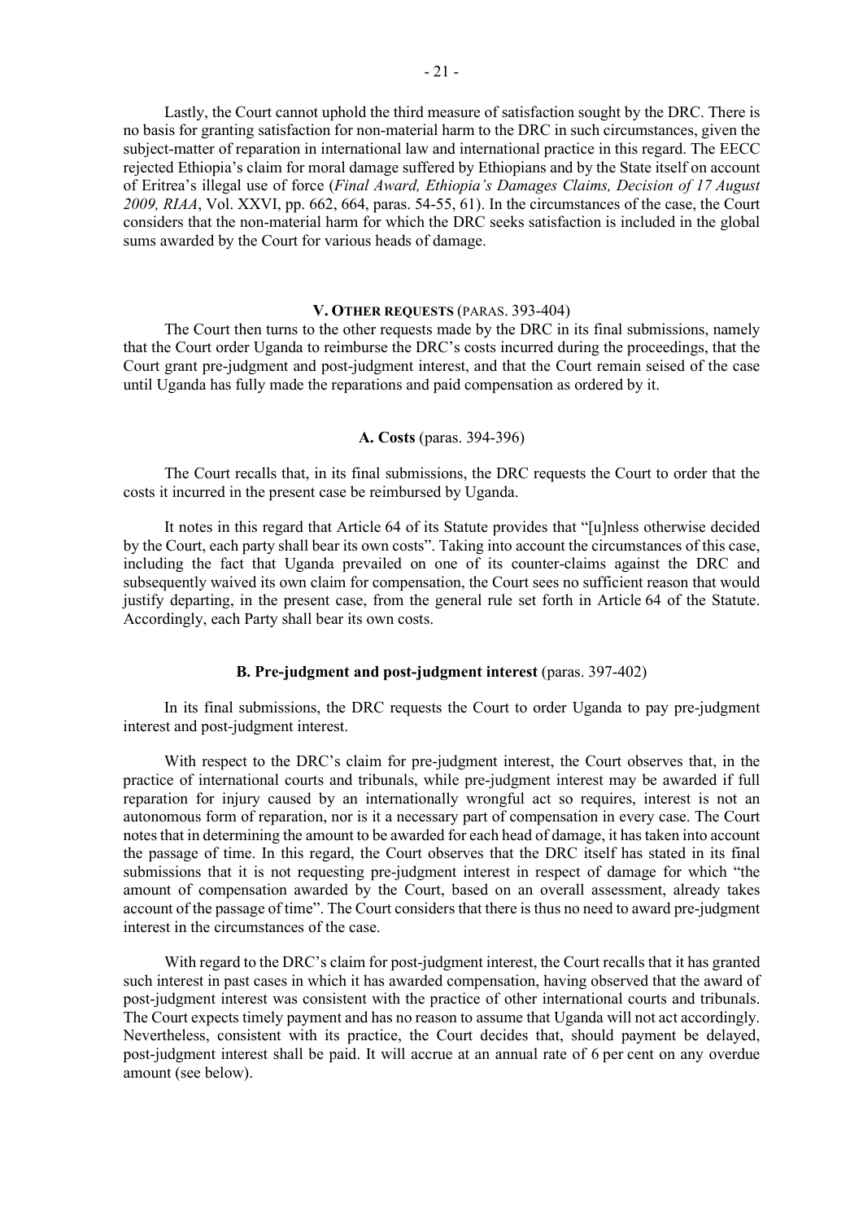Lastly, the Court cannot uphold the third measure of satisfaction sought by the DRC. There is no basis for granting satisfaction for non-material harm to the DRC in such circumstances, given the subject-matter of reparation in international law and international practice in this regard. The EECC rejected Ethiopia's claim for moral damage suffered by Ethiopians and by the State itself on account of Eritrea's illegal use of force (*Final Award, Ethiopia's Damages Claims, Decision of 17 August 2009, RIAA*, Vol. XXVI, pp. 662, 664, paras. 54-55, 61). In the circumstances of the case, the Court considers that the non-material harm for which the DRC seeks satisfaction is included in the global sums awarded by the Court for various heads of damage.

## V. Other requests (paras. 393-404)

The Court then turns to the other requests made by the DRC in its final submissions, namely that the Court order Uganda to reimburse the DRC's costs incurred during the proceedings, that the Court grant pre-judgment and post-judgment interest, and that the Court remain seised of the case until Uganda has fully made the reparations and paid compensation as ordered by it.

### A. Costs (paras. 394-396)

The Court recalls that, in its final submissions, the DRC requests the Court to order that the costs it incurred in the present case be reimbursed by Uganda.

It notes in this regard that Article 64 of its Statute provides that "[u]nless otherwise decided by the Court, each party shall bear its own costs". Taking into account the circumstances of this case, including the fact that Uganda prevailed on one of its counter-claims against the DRC and subsequently waived its own claim for compensation, the Court sees no sufficient reason that would justify departing, in the present case, from the general rule set forth in Article 64 of the Statute. Accordingly, each Party shall bear its own costs.

### B. Pre-judgment and post-judgment interest (paras. 397-402)

In its final submissions, the DRC requests the Court to order Uganda to pay pre-judgment interest and post-judgment interest.

With respect to the DRC's claim for pre-judgment interest, the Court observes that, in the practice of international courts and tribunals, while pre-judgment interest may be awarded if full reparation for injury caused by an internationally wrongful act so requires, interest is not an autonomous form of reparation, nor is it a necessary part of compensation in every case. The Court notes that in determining the amount to be awarded for each head of damage, it has taken into account the passage of time. In this regard, the Court observes that the DRC itself has stated in its final submissions that it is not requesting pre-judgment interest in respect of damage for which "the amount of compensation awarded by the Court, based on an overall assessment, already takes account of the passage of time". The Court considers that there is thus no need to award pre-judgment interest in the circumstances of the case.

With regard to the DRC's claim for post-judgment interest, the Court recalls that it has granted such interest in past cases in which it has awarded compensation, having observed that the award of post-judgment interest was consistent with the practice of other international courts and tribunals. The Court expects timely payment and has no reason to assume that Uganda will not act accordingly. Nevertheless, consistent with its practice, the Court decides that, should payment be delayed, post-judgment interest shall be paid. It will accrue at an annual rate of 6 per cent on any overdue amount (see below).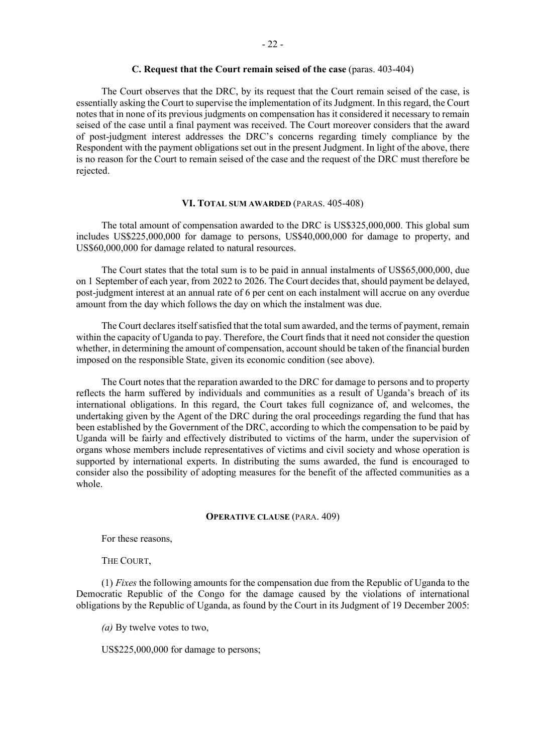### C. Request that the Court remain seised of the case (paras. 403-404)

The Court observes that the DRC, by its request that the Court remain seised of the case, is essentially asking the Court to supervise the implementation of its Judgment. In this regard, the Court notes that in none of its previous judgments on compensation has it considered it necessary to remain seised of the case until a final payment was received. The Court moreover considers that the award of post-judgment interest addresses the DRC's concerns regarding timely compliance by the Respondent with the payment obligations set out in the present Judgment. In light of the above, there is no reason for the Court to remain seised of the case and the request of the DRC must therefore be rejected.

## VI. TOTAL SUM AWARDED (PARAS. 405-408)

The total amount of compensation awarded to the DRC is US$325,000,000. This global sum includes US$225,000,000 for damage to persons, US$40,000,000 for damage to property, and US$60,000,000 for damage related to natural resources.

The Court states that the total sum is to be paid in annual instalments of US$65,000,000, due on 1 September of each year, from 2022 to 2026. The Court decides that, should payment be delayed, post-judgment interest at an annual rate of 6 per cent on each instalment will accrue on any overdue amount from the day which follows the day on which the instalment was due.

The Court declares itself satisfied that the total sum awarded, and the terms of payment, remain within the capacity of Uganda to pay. Therefore, the Court finds that it need not consider the question whether, in determining the amount of compensation, account should be taken of the financial burden imposed on the responsible State, given its economic condition (see above).

The Court notes that the reparation awarded to the DRC for damage to persons and to property reflects the harm suffered by individuals and communities as a result of Uganda's breach of its international obligations. In this regard, the Court takes full cognizance of, and welcomes, the undertaking given by the Agent of the DRC during the oral proceedings regarding the fund that has been established by the Government of the DRC, according to which the compensation to be paid by Uganda will be fairly and effectively distributed to victims of the harm, under the supervision of organs whose members include representatives of victims and civil society and whose operation is supported by international experts. In distributing the sums awarded, the fund is encouraged to consider also the possibility of adopting measures for the benefit of the affected communities as a whole.

## OPERATIVE CLAUSE (PARA. 409)

For these reasons,

THE COURT,

(1) *Fixes* the following amounts for the compensation due from the Republic of Uganda to the Democratic Republic of the Congo for the damage caused by the violations of international obligations by the Republic of Uganda, as found by the Court in its Judgment of 19 December 2005:

*(a)* By twelve votes to two,

US$225,000,000 for damage to persons;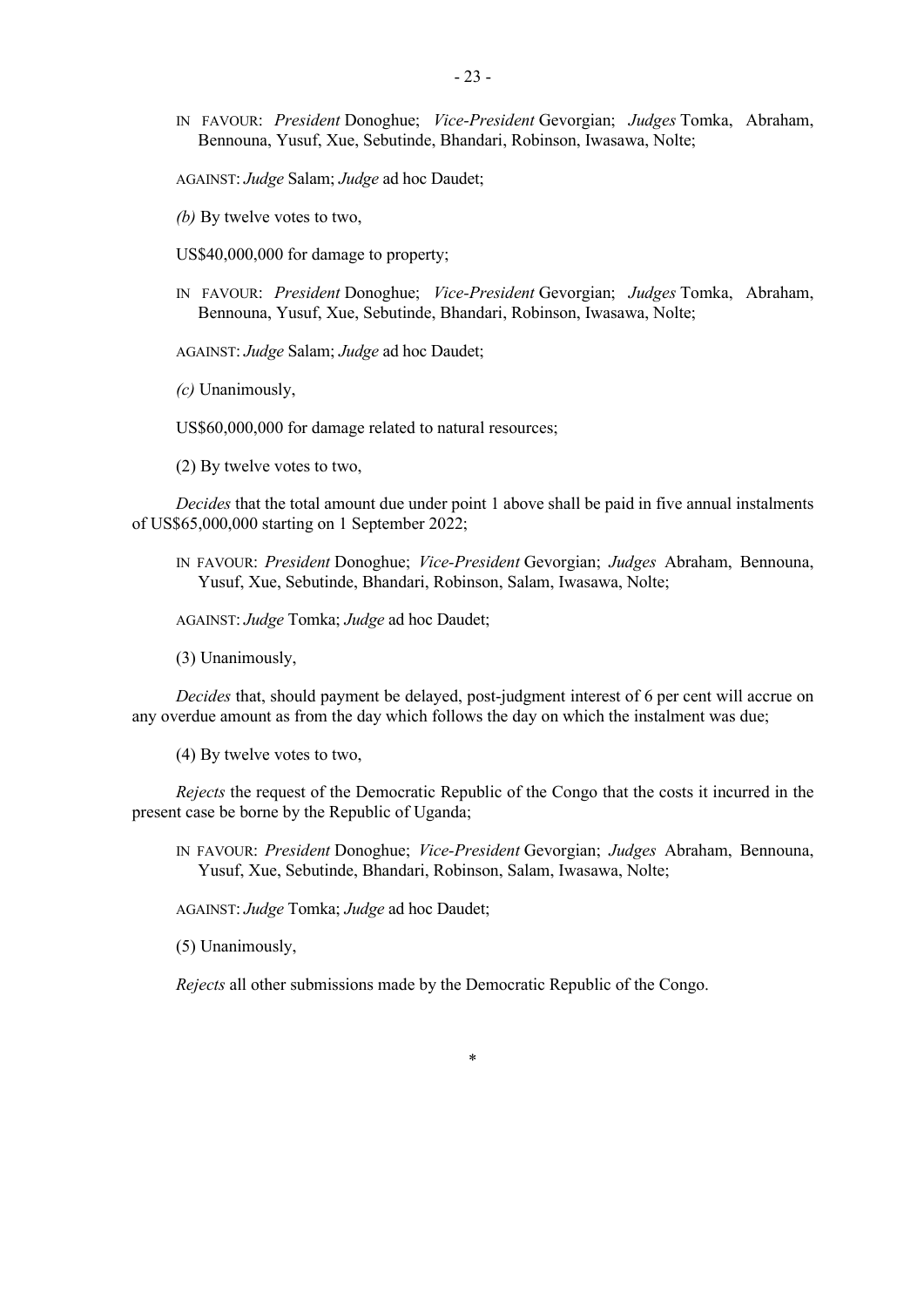IN FAVOUR: *President* Donoghue; *Vice-President* Gevorgian; *Judges* Tomka, Abraham, Bennouna, Yusuf, Xue, Sebutinde, Bhandari, Robinson, Iwasawa, Nolte;

AGAINST: *Judge* Salam; *Judge* ad hoc Daudet;

*(b)* By twelve votes to two,

US$40,000,000 for damage to property;

IN FAVOUR: *President* Donoghue; *Vice-President* Gevorgian; *Judges* Tomka, Abraham, Bennouna, Yusuf, Xue, Sebutinde, Bhandari, Robinson, Iwasawa, Nolte;

AGAINST: *Judge* Salam; *Judge* ad hoc Daudet;

*(c)* Unanimously,

US$60,000,000 for damage related to natural resources;

(2) By twelve votes to two,

*Decides* that the total amount due under point 1 above shall be paid in five annual instalments of US$65,000,000 starting on 1 September 2022;

IN FAVOUR: *President* Donoghue; *Vice-President* Gevorgian; *Judges* Abraham, Bennouna, Yusuf, Xue, Sebutinde, Bhandari, Robinson, Salam, Iwasawa, Nolte;

AGAINST: *Judge* Tomka; *Judge* ad hoc Daudet;

(3) Unanimously,

*Decides* that, should payment be delayed, post-judgment interest of 6 per cent will accrue on any overdue amount as from the day which follows the day on which the instalment was due;

(4) By twelve votes to two,

*Rejects* the request of the Democratic Republic of the Congo that the costs it incurred in the present case be borne by the Republic of Uganda;

IN FAVOUR: *President* Donoghue; *Vice-President* Gevorgian; *Judges* Abraham, Bennouna, Yusuf, Xue, Sebutinde, Bhandari, Robinson, Salam, Iwasawa, Nolte;

AGAINST: *Judge* Tomka; *Judge* ad hoc Daudet;

(5) Unanimously,

*Rejects* all other submissions made by the Democratic Republic of the Congo.

*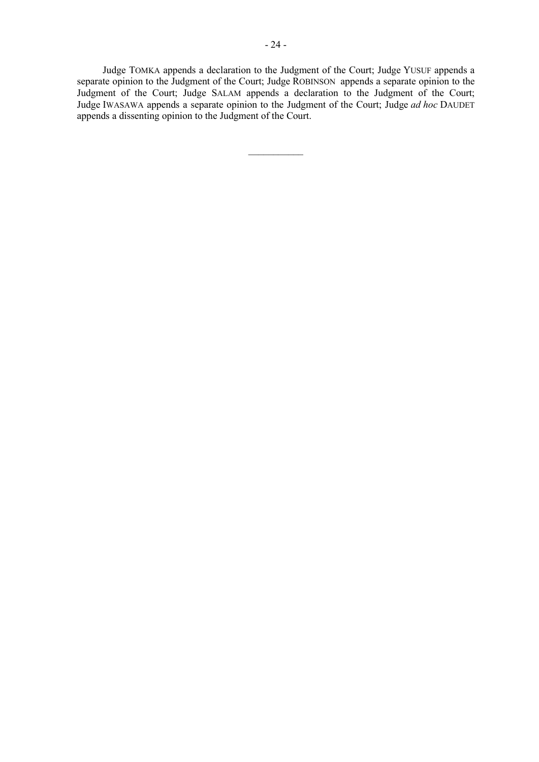Judge TOMKA appends a declaration to the Judgment of the Court; Judge YUSUF appends a separate opinion to the Judgment of the Court; Judge ROBINSON appends a separate opinion to the Judgment of the Court; Judge SALAM appends a declaration to the Judgment of the Court; Judge IWASAWA appends a separate opinion to the Judgment of the Court; Judge *ad hoc* DAUDET appends a dissenting opinion to the Judgment of the Court.

___________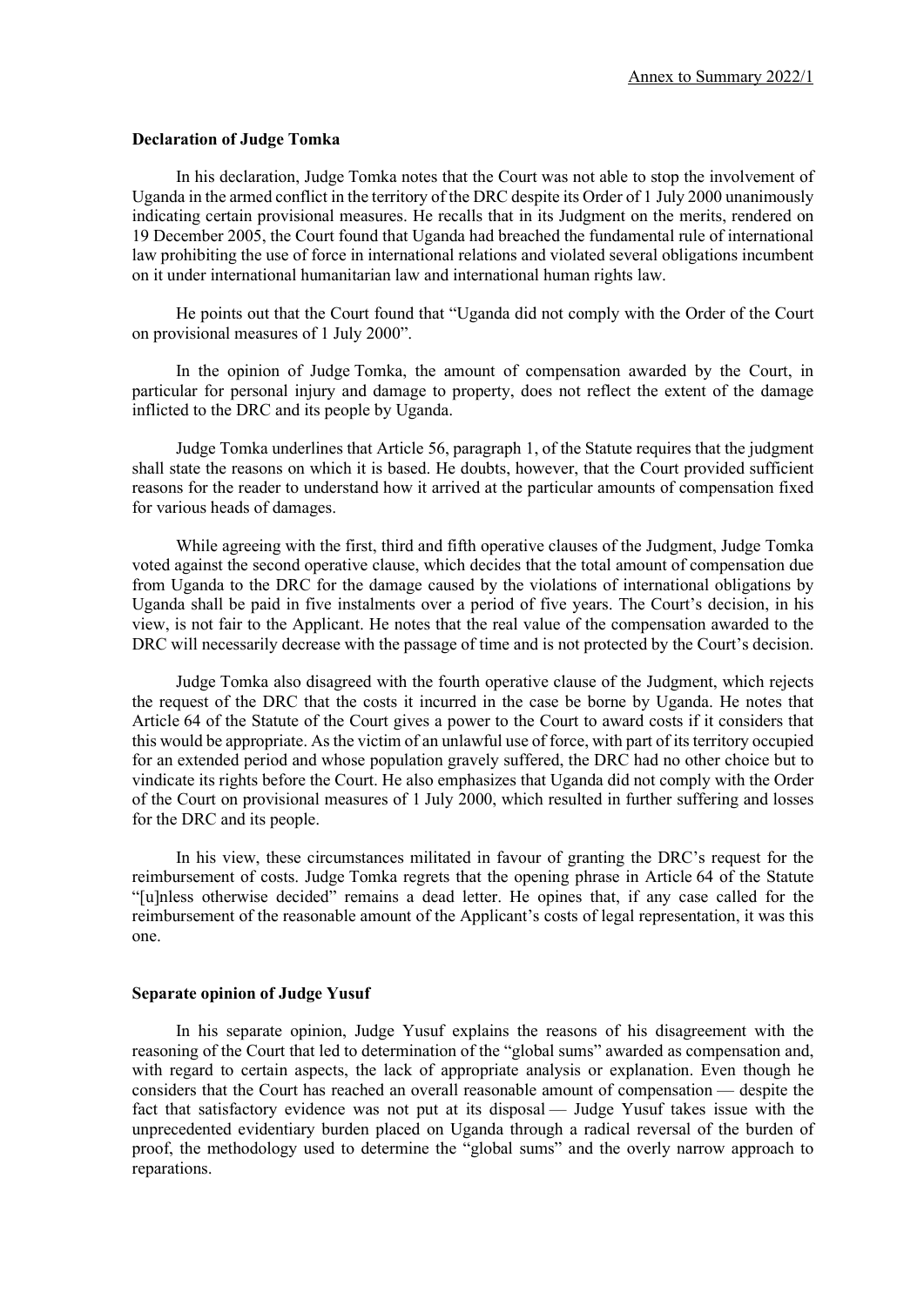### Declaration of Judge Tomka

In his declaration, Judge Tomka notes that the Court was not able to stop the involvement of Uganda in the armed conflict in the territory of the DRC despite its Order of 1 July 2000 unanimously indicating certain provisional measures. He recalls that in its Judgment on the merits, rendered on 19 December 2005, the Court found that Uganda had breached the fundamental rule of international law prohibiting the use of force in international relations and violated several obligations incumbent on it under international humanitarian law and international human rights law.

He points out that the Court found that "Uganda did not comply with the Order of the Court on provisional measures of 1 July 2000".

In the opinion of Judge Tomka, the amount of compensation awarded by the Court, in particular for personal injury and damage to property, does not reflect the extent of the damage inflicted to the DRC and its people by Uganda.

Judge Tomka underlines that Article 56, paragraph 1, of the Statute requires that the judgment shall state the reasons on which it is based. He doubts, however, that the Court provided sufficient reasons for the reader to understand how it arrived at the particular amounts of compensation fixed for various heads of damages.

While agreeing with the first, third and fifth operative clauses of the Judgment, Judge Tomka voted against the second operative clause, which decides that the total amount of compensation due from Uganda to the DRC for the damage caused by the violations of international obligations by Uganda shall be paid in five instalments over a period of five years. The Court's decision, in his view, is not fair to the Applicant. He notes that the real value of the compensation awarded to the DRC will necessarily decrease with the passage of time and is not protected by the Court's decision.

Judge Tomka also disagreed with the fourth operative clause of the Judgment, which rejects the request of the DRC that the costs it incurred in the case be borne by Uganda. He notes that Article 64 of the Statute of the Court gives a power to the Court to award costs if it considers that this would be appropriate. As the victim of an unlawful use of force, with part of its territory occupied for an extended period and whose population gravely suffered, the DRC had no other choice but to vindicate its rights before the Court. He also emphasizes that Uganda did not comply with the Order of the Court on provisional measures of 1 July 2000, which resulted in further suffering and losses for the DRC and its people.

In his view, these circumstances militated in favour of granting the DRC's request for the reimbursement of costs. Judge Tomka regrets that the opening phrase in Article 64 of the Statute "[u]nless otherwise decided" remains a dead letter. He opines that, if any case called for the reimbursement of the reasonable amount of the Applicant's costs of legal representation, it was this one.

### Separate opinion of Judge Yusuf

In his separate opinion, Judge Yusuf explains the reasons of his disagreement with the reasoning of the Court that led to determination of the "global sums" awarded as compensation and, with regard to certain aspects, the lack of appropriate analysis or explanation. Even though he considers that the Court has reached an overall reasonable amount of compensation — despite the fact that satisfactory evidence was not put at its disposal — Judge Yusuf takes issue with the unprecedented evidentiary burden placed on Uganda through a radical reversal of the burden of proof, the methodology used to determine the "global sums" and the overly narrow approach to reparations.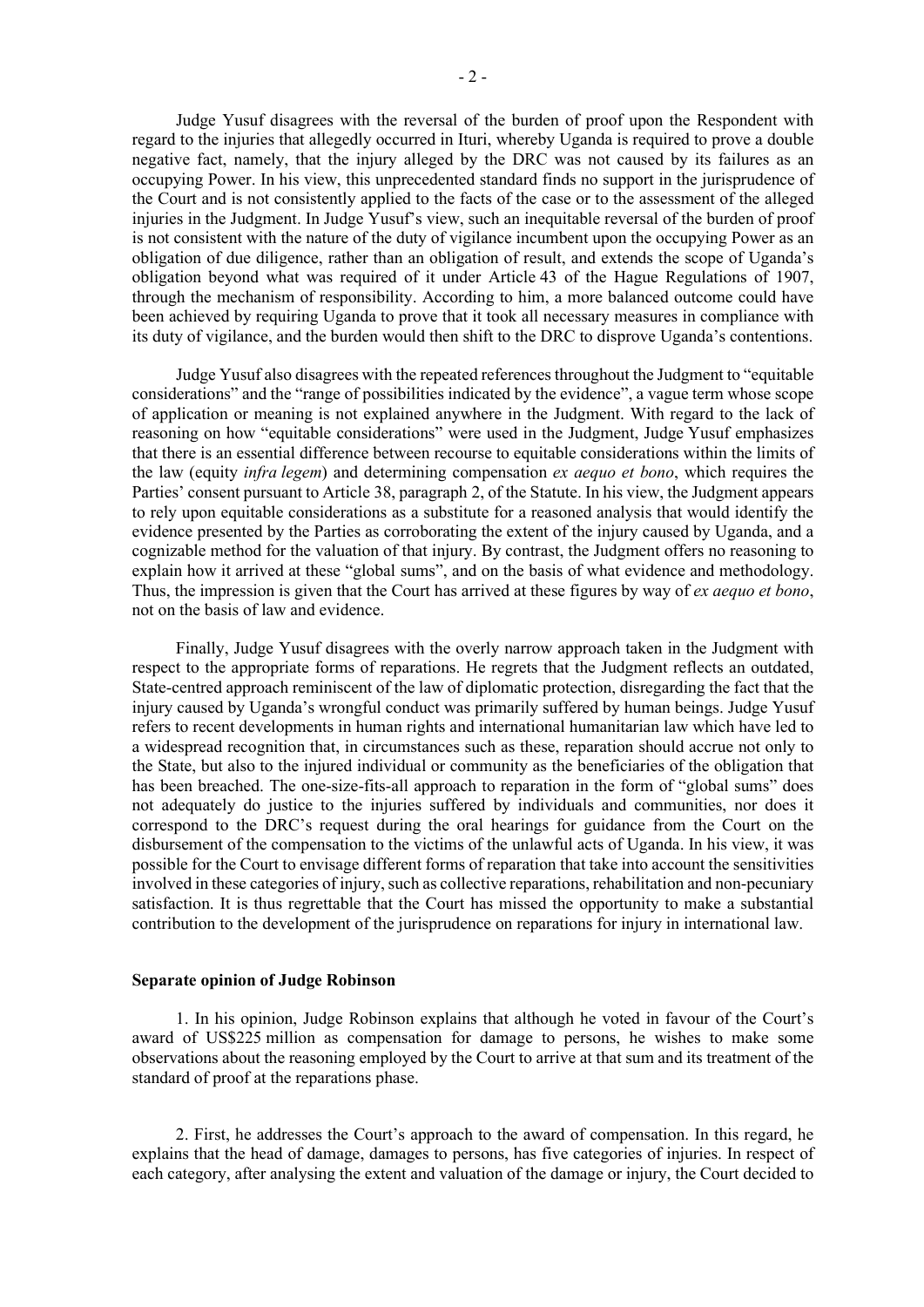Judge Yusuf disagrees with the reversal of the burden of proof upon the Respondent with regard to the injuries that allegedly occurred in Ituri, whereby Uganda is required to prove a double negative fact, namely, that the injury alleged by the DRC was not caused by its failures as an occupying Power. In his view, this unprecedented standard finds no support in the jurisprudence of the Court and is not consistently applied to the facts of the case or to the assessment of the alleged injuries in the Judgment. In Judge Yusuf's view, such an inequitable reversal of the burden of proof is not consistent with the nature of the duty of vigilance incumbent upon the occupying Power as an obligation of due diligence, rather than an obligation of result, and extends the scope of Uganda's obligation beyond what was required of it under Article 43 of the Hague Regulations of 1907, through the mechanism of responsibility. According to him, a more balanced outcome could have been achieved by requiring Uganda to prove that it took all necessary measures in compliance with its duty of vigilance, and the burden would then shift to the DRC to disprove Uganda's contentions.

Judge Yusuf also disagrees with the repeated references throughout the Judgment to "equitable considerations" and the "range of possibilities indicated by the evidence", a vague term whose scope of application or meaning is not explained anywhere in the Judgment. With regard to the lack of reasoning on how "equitable considerations" were used in the Judgment, Judge Yusuf emphasizes that there is an essential difference between recourse to equitable considerations within the limits of the law (equity *infra legem*) and determining compensation *ex aequo et bono*, which requires the Parties' consent pursuant to Article 38, paragraph 2, of the Statute. In his view, the Judgment appears to rely upon equitable considerations as a substitute for a reasoned analysis that would identify the evidence presented by the Parties as corroborating the extent of the injury caused by Uganda, and a cognizable method for the valuation of that injury. By contrast, the Judgment offers no reasoning to explain how it arrived at these "global sums", and on the basis of what evidence and methodology. Thus, the impression is given that the Court has arrived at these figures by way of *ex aequo et bono*, not on the basis of law and evidence.

Finally, Judge Yusuf disagrees with the overly narrow approach taken in the Judgment with respect to the appropriate forms of reparations. He regrets that the Judgment reflects an outdated, State-centred approach reminiscent of the law of diplomatic protection, disregarding the fact that the injury caused by Uganda's wrongful conduct was primarily suffered by human beings. Judge Yusuf refers to recent developments in human rights and international humanitarian law which have led to a widespread recognition that, in circumstances such as these, reparation should accrue not only to the State, but also to the injured individual or community as the beneficiaries of the obligation that has been breached. The one-size-fits-all approach to reparation in the form of "global sums" does not adequately do justice to the injuries suffered by individuals and communities, nor does it correspond to the DRC's request during the oral hearings for guidance from the Court on the disbursement of the compensation to the victims of the unlawful acts of Uganda. In his view, it was possible for the Court to envisage different forms of reparation that take into account the sensitivities involved in these categories of injury, such as collective reparations, rehabilitation and non-pecuniary satisfaction. It is thus regrettable that the Court has missed the opportunity to make a substantial contribution to the development of the jurisprudence on reparations for injury in international law.

**Separate opinion of Judge Robinson**

1. In his opinion, Judge Robinson explains that although he voted in favour of the Court's award of US$225 million as compensation for damage to persons, he wishes to make some observations about the reasoning employed by the Court to arrive at that sum and its treatment of the standard of proof at the reparations phase.

2. First, he addresses the Court's approach to the award of compensation. In this regard, he explains that the head of damage, damages to persons, has five categories of injuries. In respect of each category, after analysing the extent and valuation of the damage or injury, the Court decided to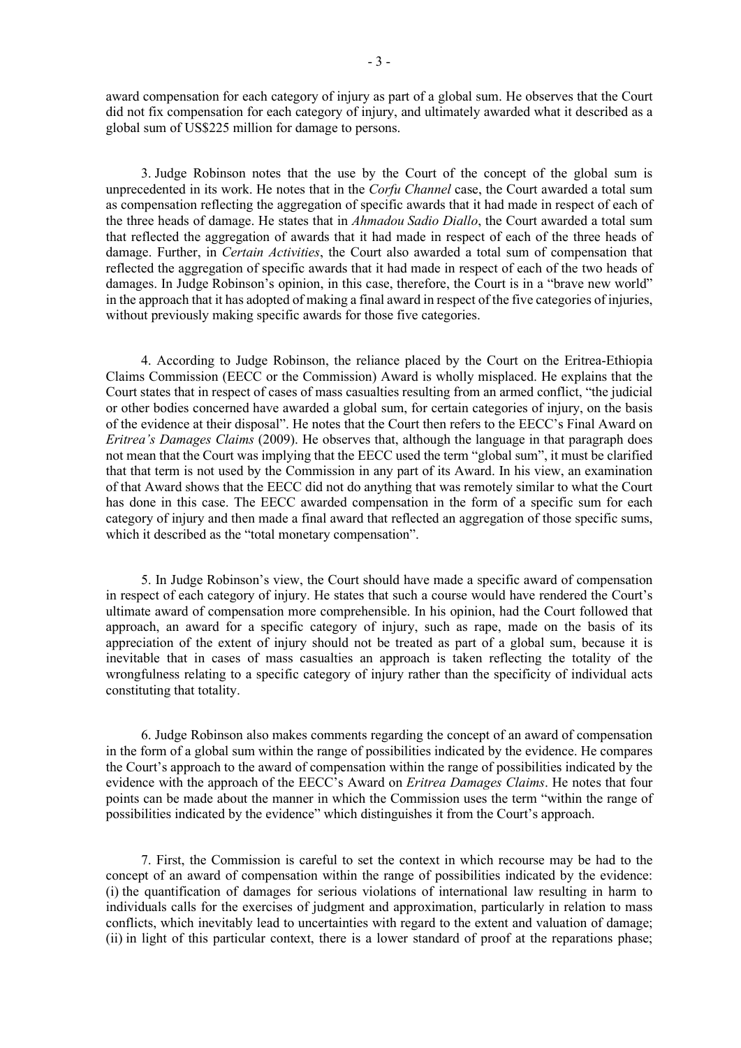award compensation for each category of injury as part of a global sum. He observes that the Court did not fix compensation for each category of injury, and ultimately awarded what it described as a global sum of US$225 million for damage to persons.

3. Judge Robinson notes that the use by the Court of the concept of the global sum is unprecedented in its work. He notes that in the *Corfu Channel* case, the Court awarded a total sum as compensation reflecting the aggregation of specific awards that it had made in respect of each of the three heads of damage. He states that in *Ahmadou Sadio Diallo*, the Court awarded a total sum that reflected the aggregation of awards that it had made in respect of each of the three heads of damage. Further, in *Certain Activities*, the Court also awarded a total sum of compensation that reflected the aggregation of specific awards that it had made in respect of each of the two heads of damages. In Judge Robinson's opinion, in this case, therefore, the Court is in a "brave new world" in the approach that it has adopted of making a final award in respect of the five categories of injuries, without previously making specific awards for those five categories.

4. According to Judge Robinson, the reliance placed by the Court on the Eritrea-Ethiopia Claims Commission (EECC or the Commission) Award is wholly misplaced. He explains that the Court states that in respect of cases of mass casualties resulting from an armed conflict, "the judicial or other bodies concerned have awarded a global sum, for certain categories of injury, on the basis of the evidence at their disposal". He notes that the Court then refers to the EECC's Final Award on *Eritrea's Damages Claims* (2009). He observes that, although the language in that paragraph does not mean that the Court was implying that the EECC used the term "global sum", it must be clarified that that term is not used by the Commission in any part of its Award. In his view, an examination of that Award shows that the EECC did not do anything that was remotely similar to what the Court has done in this case. The EECC awarded compensation in the form of a specific sum for each category of injury and then made a final award that reflected an aggregation of those specific sums, which it described as the "total monetary compensation".

5. In Judge Robinson's view, the Court should have made a specific award of compensation in respect of each category of injury. He states that such a course would have rendered the Court's ultimate award of compensation more comprehensible. In his opinion, had the Court followed that approach, an award for a specific category of injury, such as rape, made on the basis of its appreciation of the extent of injury should not be treated as part of a global sum, because it is inevitable that in cases of mass casualties an approach is taken reflecting the totality of the wrongfulness relating to a specific category of injury rather than the specificity of individual acts constituting that totality.

6. Judge Robinson also makes comments regarding the concept of an award of compensation in the form of a global sum within the range of possibilities indicated by the evidence. He compares the Court's approach to the award of compensation within the range of possibilities indicated by the evidence with the approach of the EECC's Award on *Eritrea Damages Claims*. He notes that four points can be made about the manner in which the Commission uses the term "within the range of possibilities indicated by the evidence" which distinguishes it from the Court's approach.

7. First, the Commission is careful to set the context in which recourse may be had to the concept of an award of compensation within the range of possibilities indicated by the evidence: (i) the quantification of damages for serious violations of international law resulting in harm to individuals calls for the exercises of judgment and approximation, particularly in relation to mass conflicts, which inevitably lead to uncertainties with regard to the extent and valuation of damage; (ii) in light of this particular context, there is a lower standard of proof at the reparations phase;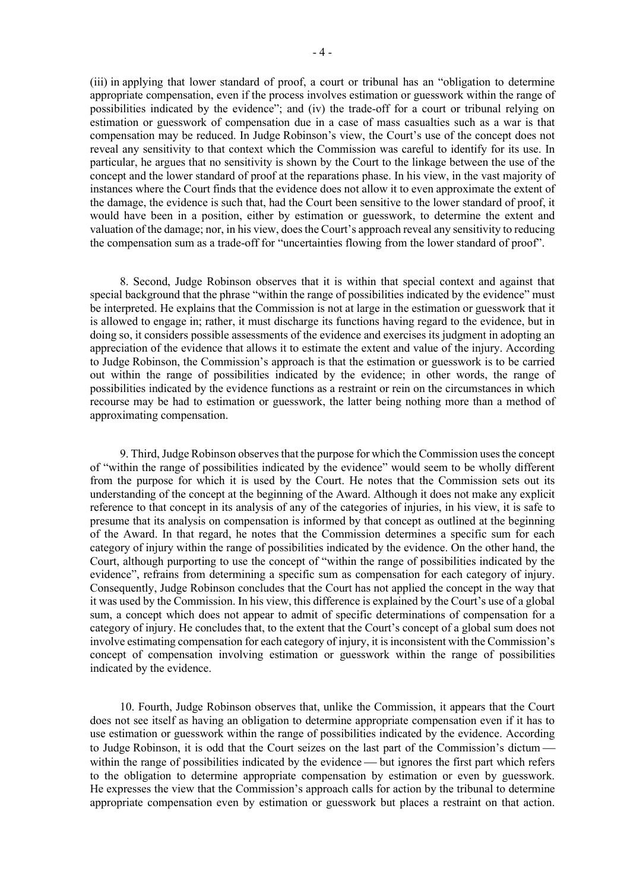(iii) in applying that lower standard of proof, a court or tribunal has an "obligation to determine appropriate compensation, even if the process involves estimation or guesswork within the range of possibilities indicated by the evidence"; and (iv) the trade-off for a court or tribunal relying on estimation or guesswork of compensation due in a case of mass casualties such as a war is that compensation may be reduced. In Judge Robinson's view, the Court's use of the concept does not reveal any sensitivity to that context which the Commission was careful to identify for its use. In particular, he argues that no sensitivity is shown by the Court to the linkage between the use of the concept and the lower standard of proof at the reparations phase. In his view, in the vast majority of instances where the Court finds that the evidence does not allow it to even approximate the extent of the damage, the evidence is such that, had the Court been sensitive to the lower standard of proof, it would have been in a position, either by estimation or guesswork, to determine the extent and valuation of the damage; nor, in his view, does the Court's approach reveal any sensitivity to reducing the compensation sum as a trade-off for "uncertainties flowing from the lower standard of proof".

8. Second, Judge Robinson observes that it is within that special context and against that special background that the phrase "within the range of possibilities indicated by the evidence" must be interpreted. He explains that the Commission is not at large in the estimation or guesswork that it is allowed to engage in; rather, it must discharge its functions having regard to the evidence, but in doing so, it considers possible assessments of the evidence and exercises its judgment in adopting an appreciation of the evidence that allows it to estimate the extent and value of the injury. According to Judge Robinson, the Commission's approach is that the estimation or guesswork is to be carried out within the range of possibilities indicated by the evidence; in other words, the range of possibilities indicated by the evidence functions as a restraint or rein on the circumstances in which recourse may be had to estimation or guesswork, the latter being nothing more than a method of approximating compensation.

9. Third, Judge Robinson observes that the purpose for which the Commission uses the concept of "within the range of possibilities indicated by the evidence" would seem to be wholly different from the purpose for which it is used by the Court. He notes that the Commission sets out its understanding of the concept at the beginning of the Award. Although it does not make any explicit reference to that concept in its analysis of any of the categories of injuries, in his view, it is safe to presume that its analysis on compensation is informed by that concept as outlined at the beginning of the Award. In that regard, he notes that the Commission determines a specific sum for each category of injury within the range of possibilities indicated by the evidence. On the other hand, the Court, although purporting to use the concept of "within the range of possibilities indicated by the evidence", refrains from determining a specific sum as compensation for each category of injury. Consequently, Judge Robinson concludes that the Court has not applied the concept in the way that it was used by the Commission. In his view, this difference is explained by the Court's use of a global sum, a concept which does not appear to admit of specific determinations of compensation for a category of injury. He concludes that, to the extent that the Court's concept of a global sum does not involve estimating compensation for each category of injury, it is inconsistent with the Commission's concept of compensation involving estimation or guesswork within the range of possibilities indicated by the evidence.

10. Fourth, Judge Robinson observes that, unlike the Commission, it appears that the Court does not see itself as having an obligation to determine appropriate compensation even if it has to use estimation or guesswork within the range of possibilities indicated by the evidence. According to Judge Robinson, it is odd that the Court seizes on the last part of the Commission's dictum — within the range of possibilities indicated by the evidence — but ignores the first part which refers to the obligation to determine appropriate compensation by estimation or even by guesswork. He expresses the view that the Commission's approach calls for action by the tribunal to determine appropriate compensation even by estimation or guesswork but places a restraint on that action.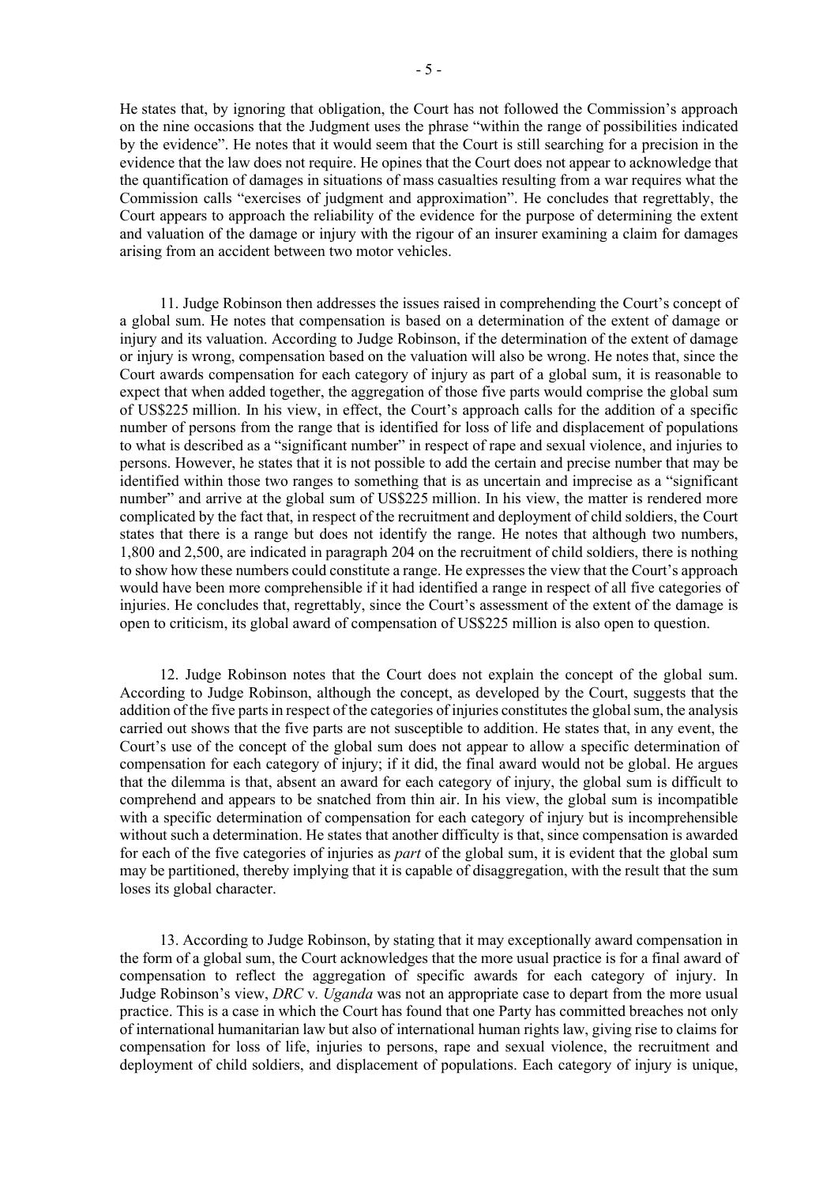He states that, by ignoring that obligation, the Court has not followed the Commission's approach on the nine occasions that the Judgment uses the phrase "within the range of possibilities indicated by the evidence". He notes that it would seem that the Court is still searching for a precision in the evidence that the law does not require. He opines that the Court does not appear to acknowledge that the quantification of damages in situations of mass casualties resulting from a war requires what the Commission calls "exercises of judgment and approximation". He concludes that regrettably, the Court appears to approach the reliability of the evidence for the purpose of determining the extent and valuation of the damage or injury with the rigour of an insurer examining a claim for damages arising from an accident between two motor vehicles.

11. Judge Robinson then addresses the issues raised in comprehending the Court's concept of a global sum. He notes that compensation is based on a determination of the extent of damage or injury and its valuation. According to Judge Robinson, if the determination of the extent of damage or injury is wrong, compensation based on the valuation will also be wrong. He notes that, since the Court awards compensation for each category of injury as part of a global sum, it is reasonable to expect that when added together, the aggregation of those five parts would comprise the global sum of US$225 million. In his view, in effect, the Court's approach calls for the addition of a specific number of persons from the range that is identified for loss of life and displacement of populations to what is described as a "significant number" in respect of rape and sexual violence, and injuries to persons. However, he states that it is not possible to add the certain and precise number that may be identified within those two ranges to something that is as uncertain and imprecise as a "significant number" and arrive at the global sum of US$225 million. In his view, the matter is rendered more complicated by the fact that, in respect of the recruitment and deployment of child soldiers, the Court states that there is a range but does not identify the range. He notes that although two numbers, 1,800 and 2,500, are indicated in paragraph 204 on the recruitment of child soldiers, there is nothing to show how these numbers could constitute a range. He expresses the view that the Court's approach would have been more comprehensible if it had identified a range in respect of all five categories of injuries. He concludes that, regrettably, since the Court's assessment of the extent of the damage is open to criticism, its global award of compensation of US$225 million is also open to question.

12. Judge Robinson notes that the Court does not explain the concept of the global sum. According to Judge Robinson, although the concept, as developed by the Court, suggests that the addition of the five parts in respect of the categories of injuries constitutes the global sum, the analysis carried out shows that the five parts are not susceptible to addition. He states that, in any event, the Court's use of the concept of the global sum does not appear to allow a specific determination of compensation for each category of injury; if it did, the final award would not be global. He argues that the dilemma is that, absent an award for each category of injury, the global sum is difficult to comprehend and appears to be snatched from thin air. In his view, the global sum is incompatible with a specific determination of compensation for each category of injury but is incomprehensible without such a determination. He states that another difficulty is that, since compensation is awarded for each of the five categories of injuries as *part* of the global sum, it is evident that the global sum may be partitioned, thereby implying that it is capable of disaggregation, with the result that the sum loses its global character.

13. According to Judge Robinson, by stating that it may exceptionally award compensation in the form of a global sum, the Court acknowledges that the more usual practice is for a final award of compensation to reflect the aggregation of specific awards for each category of injury. In Judge Robinson's view, *DRC* v. *Uganda* was not an appropriate case to depart from the more usual practice. This is a case in which the Court has found that one Party has committed breaches not only of international humanitarian law but also of international human rights law, giving rise to claims for compensation for loss of life, injuries to persons, rape and sexual violence, the recruitment and deployment of child soldiers, and displacement of populations. Each category of injury is unique,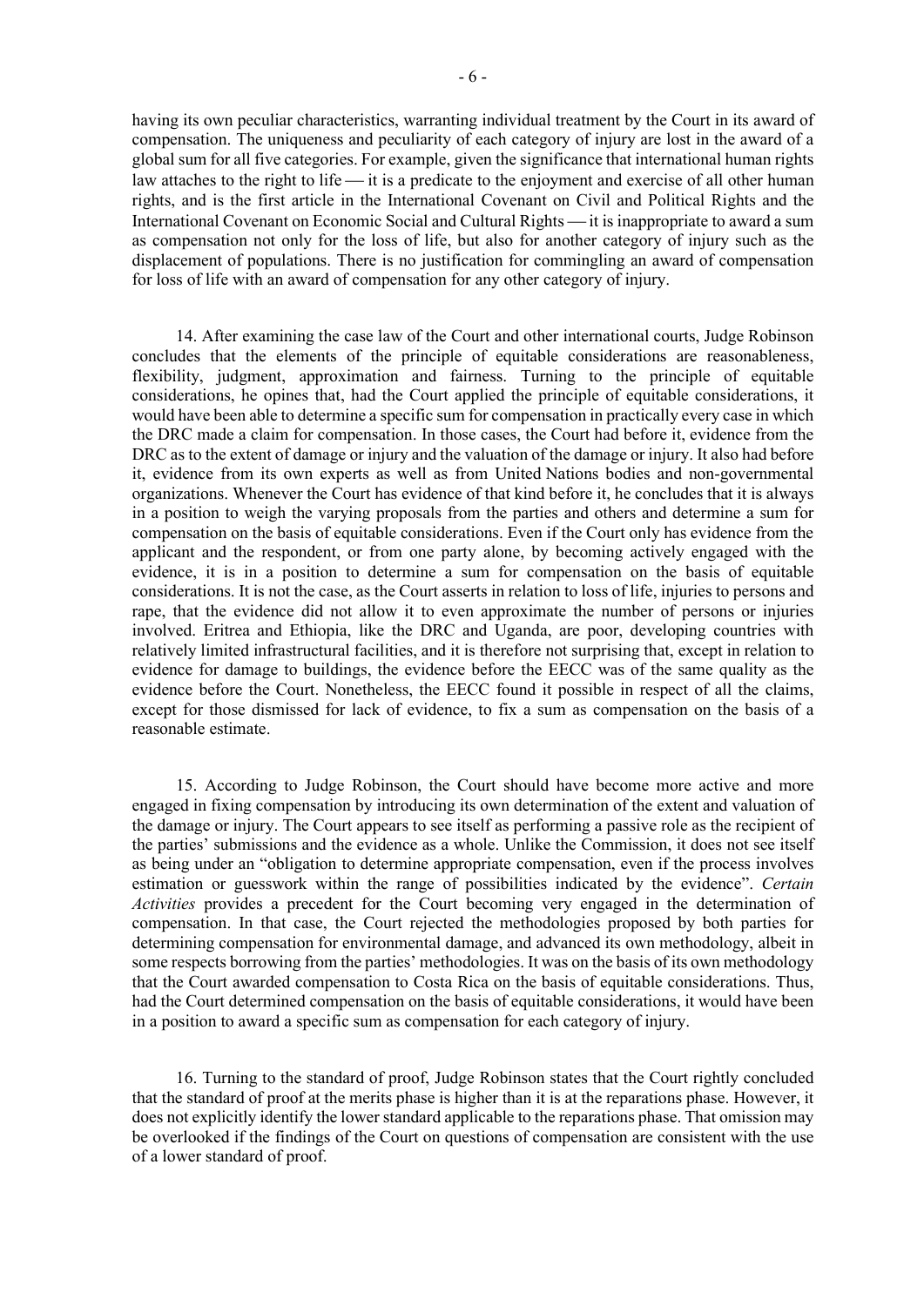having its own peculiar characteristics, warranting individual treatment by the Court in its award of compensation. The uniqueness and peculiarity of each category of injury are lost in the award of a global sum for all five categories. For example, given the significance that international human rights law attaches to the right to life — it is a predicate to the enjoyment and exercise of all other human rights, and is the first article in the International Covenant on Civil and Political Rights and the International Covenant on Economic Social and Cultural Rights — it is inappropriate to award a sum as compensation not only for the loss of life, but also for another category of injury such as the displacement of populations. There is no justification for commingling an award of compensation for loss of life with an award of compensation for any other category of injury.

14. After examining the case law of the Court and other international courts, Judge Robinson concludes that the elements of the principle of equitable considerations are reasonableness, flexibility, judgment, approximation and fairness. Turning to the principle of equitable considerations, he opines that, had the Court applied the principle of equitable considerations, it would have been able to determine a specific sum for compensation in practically every case in which the DRC made a claim for compensation. In those cases, the Court had before it, evidence from the DRC as to the extent of damage or injury and the valuation of the damage or injury. It also had before it, evidence from its own experts as well as from United Nations bodies and non-governmental organizations. Whenever the Court has evidence of that kind before it, he concludes that it is always in a position to weigh the varying proposals from the parties and others and determine a sum for compensation on the basis of equitable considerations. Even if the Court only has evidence from the applicant and the respondent, or from one party alone, by becoming actively engaged with the evidence, it is in a position to determine a sum for compensation on the basis of equitable considerations. It is not the case, as the Court asserts in relation to loss of life, injuries to persons and rape, that the evidence did not allow it to even approximate the number of persons or injuries involved. Eritrea and Ethiopia, like the DRC and Uganda, are poor, developing countries with relatively limited infrastructural facilities, and it is therefore not surprising that, except in relation to evidence for damage to buildings, the evidence before the EECC was of the same quality as the evidence before the Court. Nonetheless, the EECC found it possible in respect of all the claims, except for those dismissed for lack of evidence, to fix a sum as compensation on the basis of a reasonable estimate.

15. According to Judge Robinson, the Court should have become more active and more engaged in fixing compensation by introducing its own determination of the extent and valuation of the damage or injury. The Court appears to see itself as performing a passive role as the recipient of the parties' submissions and the evidence as a whole. Unlike the Commission, it does not see itself as being under an "obligation to determine appropriate compensation, even if the process involves estimation or guesswork within the range of possibilities indicated by the evidence". *Certain Activities* provides a precedent for the Court becoming very engaged in the determination of compensation. In that case, the Court rejected the methodologies proposed by both parties for determining compensation for environmental damage, and advanced its own methodology, albeit in some respects borrowing from the parties' methodologies. It was on the basis of its own methodology that the Court awarded compensation to Costa Rica on the basis of equitable considerations. Thus, had the Court determined compensation on the basis of equitable considerations, it would have been in a position to award a specific sum as compensation for each category of injury.

16. Turning to the standard of proof, Judge Robinson states that the Court rightly concluded that the standard of proof at the merits phase is higher than it is at the reparations phase. However, it does not explicitly identify the lower standard applicable to the reparations phase. That omission may be overlooked if the findings of the Court on questions of compensation are consistent with the use of a lower standard of proof.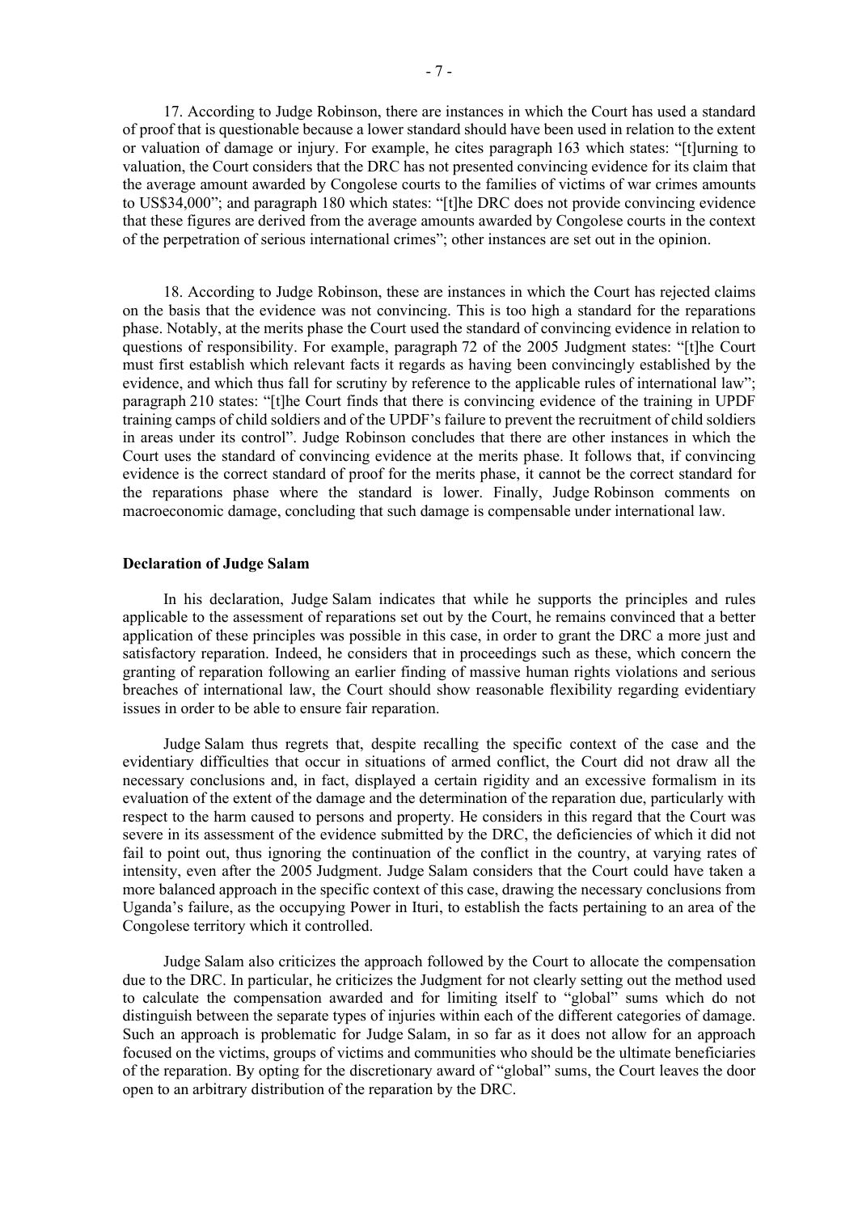17. According to Judge Robinson, there are instances in which the Court has used a standard of proof that is questionable because a lower standard should have been used in relation to the extent or valuation of damage or injury. For example, he cites paragraph 163 which states: "[t]urning to valuation, the Court considers that the DRC has not presented convincing evidence for its claim that the average amount awarded by Congolese courts to the families of victims of war crimes amounts to US$34,000"; and paragraph 180 which states: "[t]he DRC does not provide convincing evidence that these figures are derived from the average amounts awarded by Congolese courts in the context of the perpetration of serious international crimes"; other instances are set out in the opinion.

18. According to Judge Robinson, these are instances in which the Court has rejected claims on the basis that the evidence was not convincing. This is too high a standard for the reparations phase. Notably, at the merits phase the Court used the standard of convincing evidence in relation to questions of responsibility. For example, paragraph 72 of the 2005 Judgment states: "[t]he Court must first establish which relevant facts it regards as having been convincingly established by the evidence, and which thus fall for scrutiny by reference to the applicable rules of international law"; paragraph 210 states: "[t]he Court finds that there is convincing evidence of the training in UPDF training camps of child soldiers and of the UPDF's failure to prevent the recruitment of child soldiers in areas under its control". Judge Robinson concludes that there are other instances in which the Court uses the standard of convincing evidence at the merits phase. It follows that, if convincing evidence is the correct standard of proof for the merits phase, it cannot be the correct standard for the reparations phase where the standard is lower. Finally, Judge Robinson comments on macroeconomic damage, concluding that such damage is compensable under international law.

**Declaration of Judge Salam**

In his declaration, Judge Salam indicates that while he supports the principles and rules applicable to the assessment of reparations set out by the Court, he remains convinced that a better application of these principles was possible in this case, in order to grant the DRC a more just and satisfactory reparation. Indeed, he considers that in proceedings such as these, which concern the granting of reparation following an earlier finding of massive human rights violations and serious breaches of international law, the Court should show reasonable flexibility regarding evidentiary issues in order to be able to ensure fair reparation.

Judge Salam thus regrets that, despite recalling the specific context of the case and the evidentiary difficulties that occur in situations of armed conflict, the Court did not draw all the necessary conclusions and, in fact, displayed a certain rigidity and an excessive formalism in its evaluation of the extent of the damage and the determination of the reparation due, particularly with respect to the harm caused to persons and property. He considers in this regard that the Court was severe in its assessment of the evidence submitted by the DRC, the deficiencies of which it did not fail to point out, thus ignoring the continuation of the conflict in the country, at varying rates of intensity, even after the 2005 Judgment. Judge Salam considers that the Court could have taken a more balanced approach in the specific context of this case, drawing the necessary conclusions from Uganda's failure, as the occupying Power in Ituri, to establish the facts pertaining to an area of the Congolese territory which it controlled.

Judge Salam also criticizes the approach followed by the Court to allocate the compensation due to the DRC. In particular, he criticizes the Judgment for not clearly setting out the method used to calculate the compensation awarded and for limiting itself to "global" sums which do not distinguish between the separate types of injuries within each of the different categories of damage. Such an approach is problematic for Judge Salam, in so far as it does not allow for an approach focused on the victims, groups of victims and communities who should be the ultimate beneficiaries of the reparation. By opting for the discretionary award of "global" sums, the Court leaves the door open to an arbitrary distribution of the reparation by the DRC.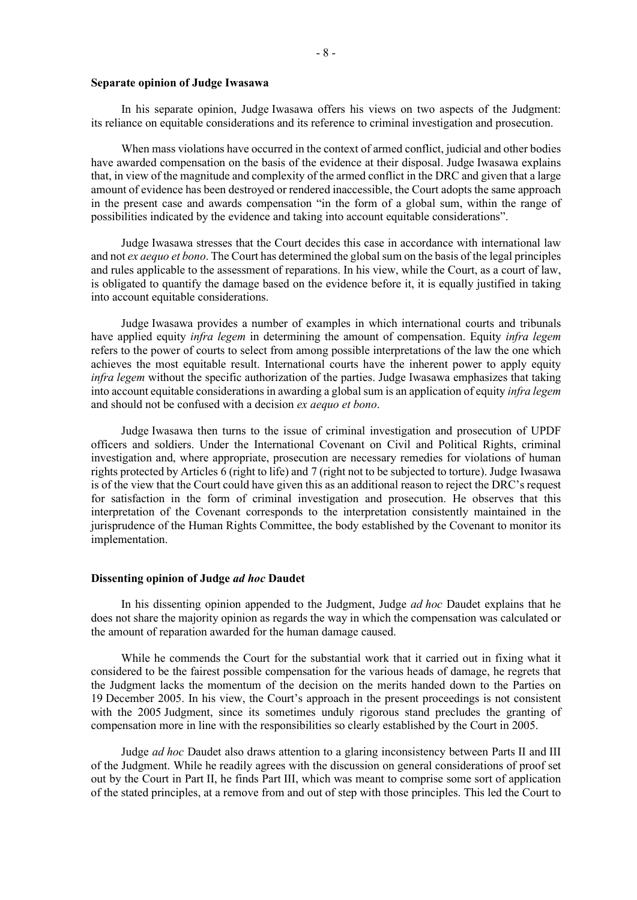**Separate opinion of Judge Iwasawa**

In his separate opinion, Judge Iwasawa offers his views on two aspects of the Judgment: its reliance on equitable considerations and its reference to criminal investigation and prosecution.

When mass violations have occurred in the context of armed conflict, judicial and other bodies have awarded compensation on the basis of the evidence at their disposal. Judge Iwasawa explains that, in view of the magnitude and complexity of the armed conflict in the DRC and given that a large amount of evidence has been destroyed or rendered inaccessible, the Court adopts the same approach in the present case and awards compensation "in the form of a global sum, within the range of possibilities indicated by the evidence and taking into account equitable considerations".

Judge Iwasawa stresses that the Court decides this case in accordance with international law and not *ex aequo et bono*. The Court has determined the global sum on the basis of the legal principles and rules applicable to the assessment of reparations. In his view, while the Court, as a court of law, is obligated to quantify the damage based on the evidence before it, it is equally justified in taking into account equitable considerations.

Judge Iwasawa provides a number of examples in which international courts and tribunals have applied equity *infra legem* in determining the amount of compensation. Equity *infra legem* refers to the power of courts to select from among possible interpretations of the law the one which achieves the most equitable result. International courts have the inherent power to apply equity *infra legem* without the specific authorization of the parties. Judge Iwasawa emphasizes that taking into account equitable considerations in awarding a global sum is an application of equity *infra legem* and should not be confused with a decision *ex aequo et bono*.

Judge Iwasawa then turns to the issue of criminal investigation and prosecution of UPDF officers and soldiers. Under the International Covenant on Civil and Political Rights, criminal investigation and, where appropriate, prosecution are necessary remedies for violations of human rights protected by Articles 6 (right to life) and 7 (right not to be subjected to torture). Judge Iwasawa is of the view that the Court could have given this as an additional reason to reject the DRC's request for satisfaction in the form of criminal investigation and prosecution. He observes that this interpretation of the Covenant corresponds to the interpretation consistently maintained in the jurisprudence of the Human Rights Committee, the body established by the Covenant to monitor its implementation.

**Dissenting opinion of Judge *ad hoc* Daudet**

In his dissenting opinion appended to the Judgment, Judge *ad hoc* Daudet explains that he does not share the majority opinion as regards the way in which the compensation was calculated or the amount of reparation awarded for the human damage caused.

While he commends the Court for the substantial work that it carried out in fixing what it considered to be the fairest possible compensation for the various heads of damage, he regrets that the Judgment lacks the momentum of the decision on the merits handed down to the Parties on 19 December 2005. In his view, the Court's approach in the present proceedings is not consistent with the 2005 Judgment, since its sometimes unduly rigorous stand precludes the granting of compensation more in line with the responsibilities so clearly established by the Court in 2005.

Judge *ad hoc* Daudet also draws attention to a glaring inconsistency between Parts II and III of the Judgment. While he readily agrees with the discussion on general considerations of proof set out by the Court in Part II, he finds Part III, which was meant to comprise some sort of application of the stated principles, at a remove from and out of step with those principles. This led the Court to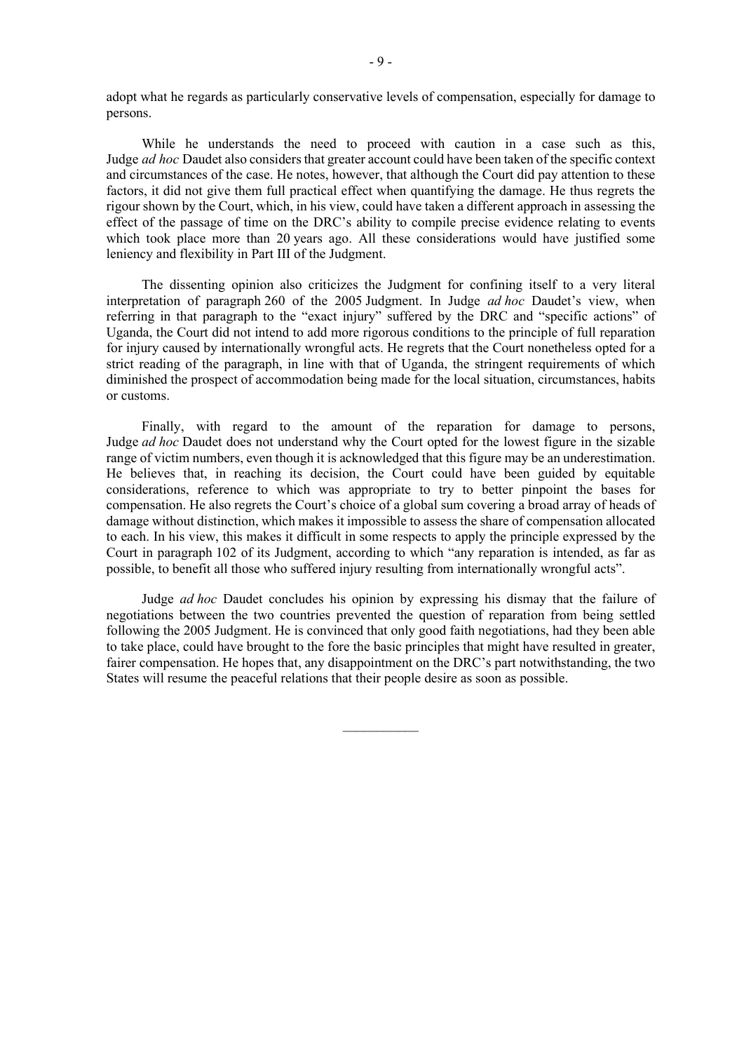adopt what he regards as particularly conservative levels of compensation, especially for damage to persons.

While he understands the need to proceed with caution in a case such as this, Judge *ad hoc* Daudet also considers that greater account could have been taken of the specific context and circumstances of the case. He notes, however, that although the Court did pay attention to these factors, it did not give them full practical effect when quantifying the damage. He thus regrets the rigour shown by the Court, which, in his view, could have taken a different approach in assessing the effect of the passage of time on the DRC's ability to compile precise evidence relating to events which took place more than 20 years ago. All these considerations would have justified some leniency and flexibility in Part III of the Judgment.

The dissenting opinion also criticizes the Judgment for confining itself to a very literal interpretation of paragraph 260 of the 2005 Judgment. In Judge *ad hoc* Daudet's view, when referring in that paragraph to the "exact injury" suffered by the DRC and "specific actions" of Uganda, the Court did not intend to add more rigorous conditions to the principle of full reparation for injury caused by internationally wrongful acts. He regrets that the Court nonetheless opted for a strict reading of the paragraph, in line with that of Uganda, the stringent requirements of which diminished the prospect of accommodation being made for the local situation, circumstances, habits or customs.

Finally, with regard to the amount of the reparation for damage to persons, Judge *ad hoc* Daudet does not understand why the Court opted for the lowest figure in the sizable range of victim numbers, even though it is acknowledged that this figure may be an underestimation. He believes that, in reaching its decision, the Court could have been guided by equitable considerations, reference to which was appropriate to try to better pinpoint the bases for compensation. He also regrets the Court's choice of a global sum covering a broad array of heads of damage without distinction, which makes it impossible to assess the share of compensation allocated to each. In his view, this makes it difficult in some respects to apply the principle expressed by the Court in paragraph 102 of its Judgment, according to which "any reparation is intended, as far as possible, to benefit all those who suffered injury resulting from internationally wrongful acts".

Judge *ad hoc* Daudet concludes his opinion by expressing his dismay that the failure of negotiations between the two countries prevented the question of reparation from being settled following the 2005 Judgment. He is convinced that only good faith negotiations, had they been able to take place, could have brought to the fore the basic principles that might have resulted in greater, fairer compensation. He hopes that, any disappointment on the DRC's part notwithstanding, the two States will resume the peaceful relations that their people desire as soon as possible.

___________